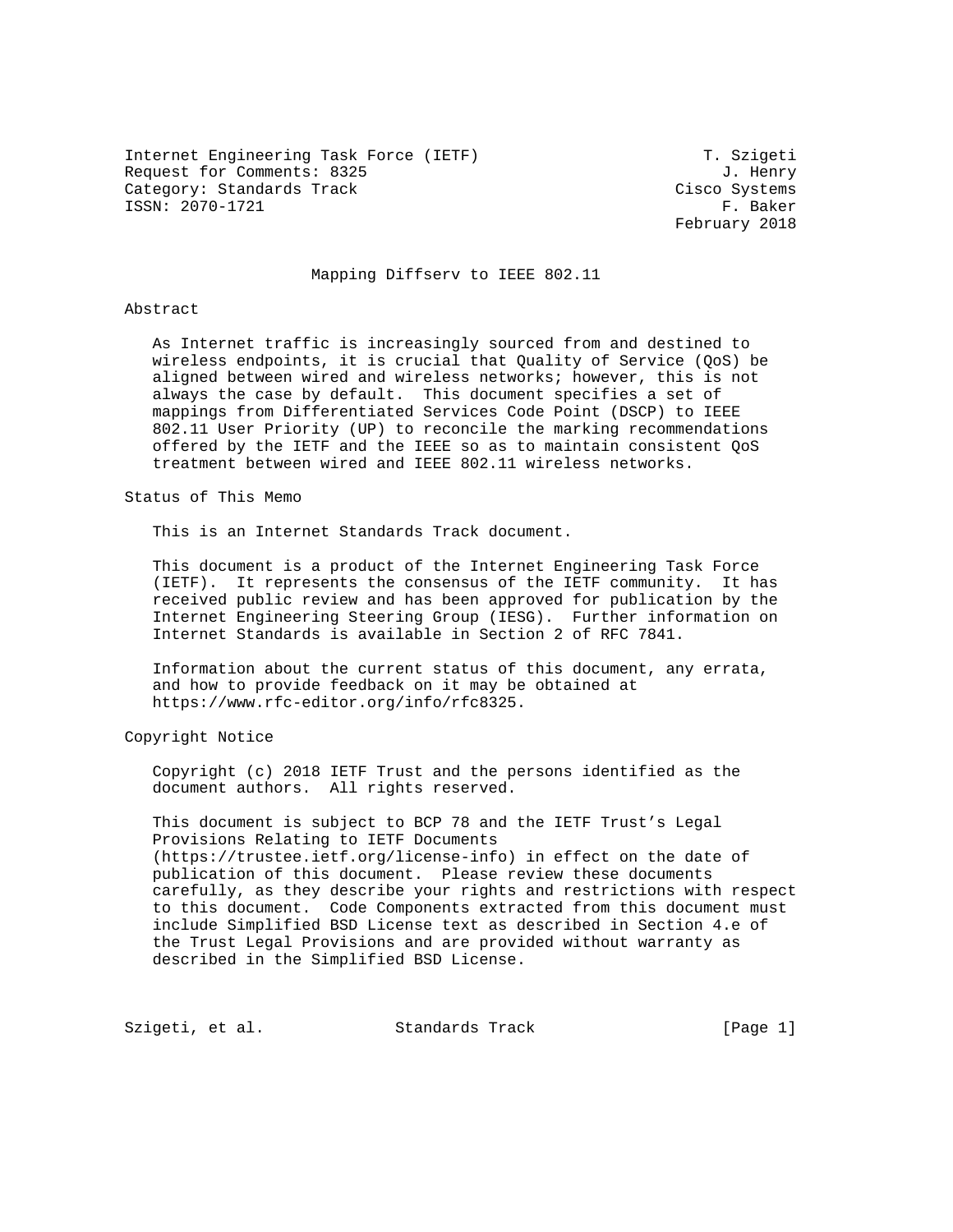Internet Engineering Task Force (IETF) T. Szigeti
Request for Comments: 8325 J. Henry
Category: Standards Track Cisco Systems
ISSN: 2070-1721 F. Baker
February 2018

# Mapping Diffserv to IEEE 802.11

## Abstract

As Internet traffic is increasingly sourced from and destined to wireless endpoints, it is crucial that Quality of Service (QoS) be aligned between wired and wireless networks; however, this is not always the case by default. This document specifies a set of mappings from Differentiated Services Code Point (DSCP) to IEEE 802.11 User Priority (UP) to reconcile the marking recommendations offered by the IETF and the IEEE so as to maintain consistent QoS treatment between wired and IEEE 802.11 wireless networks.

## Status of This Memo

This is an Internet Standards Track document.

This document is a product of the Internet Engineering Task Force (IETF). It represents the consensus of the IETF community. It has received public review and has been approved for publication by the Internet Engineering Steering Group (IESG). Further information on Internet Standards is available in Section 2 of RFC 7841.

Information about the current status of this document, any errata, and how to provide feedback on it may be obtained at https://www.rfc-editor.org/info/rfc8325.

## Copyright Notice

Copyright (c) 2018 IETF Trust and the persons identified as the document authors. All rights reserved.

This document is subject to BCP 78 and the IETF Trust's Legal Provisions Relating to IETF Documents (https://trustee.ietf.org/license-info) in effect on the date of publication of this document. Please review these documents carefully, as they describe your rights and restrictions with respect to this document. Code Components extracted from this document must include Simplified BSD License text as described in Section 4.e of the Trust Legal Provisions and are provided without warranty as described in the Simplified BSD License.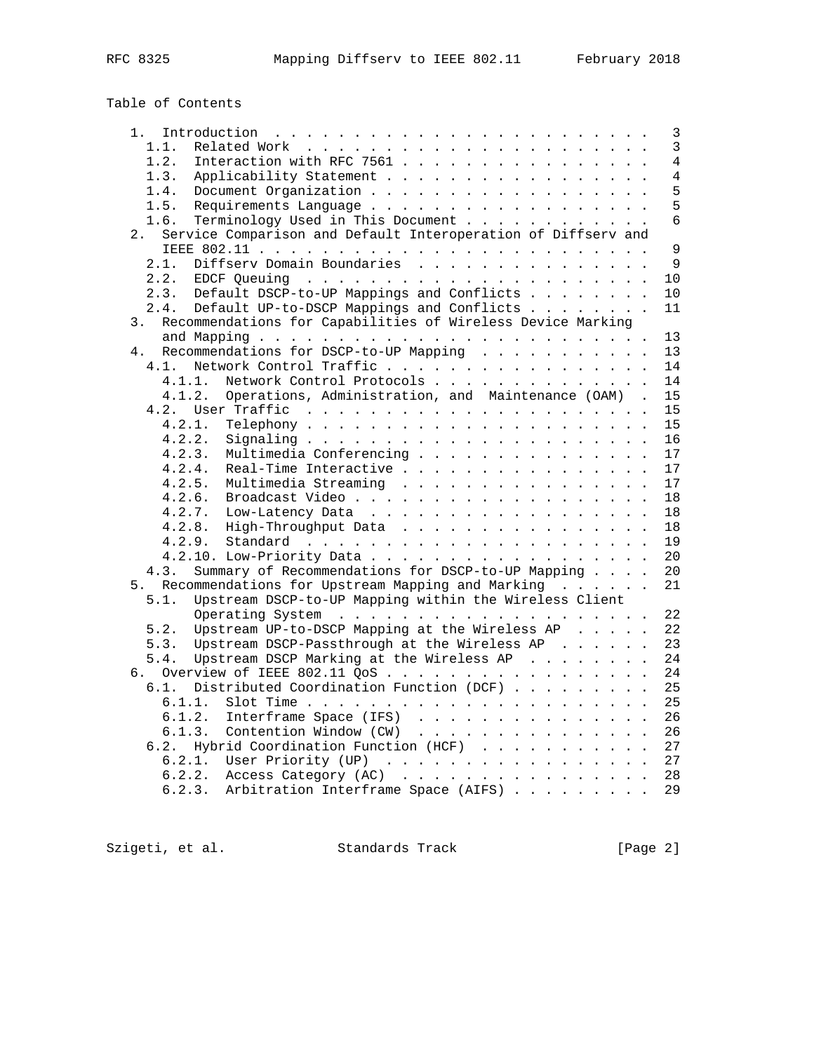Table of Contents

```
   1.  Introduction  . . . . . . . . . . . . . . . . . . . . . . . .   3
     1.1.  Related Work  . . . . . . . . . . . . . . . . . . . . . .   3
     1.2.  Interaction with RFC 7561 . . . . . . . . . . . . . . . .   4
     1.3.  Applicability Statement . . . . . . . . . . . . . . . . .   4
     1.4.  Document Organization . . . . . . . . . . . . . . . . . .   5
     1.5.  Requirements Language . . . . . . . . . . . . . . . . . .   5
     1.6.  Terminology Used in This Document . . . . . . . . . . . .   6
   2.  Service Comparison and Default Interoperation of Diffserv and
       IEEE 802.11 . . . . . . . . . . . . . . . . . . . . . . . . .   9
     2.1.  Diffserv Domain Boundaries  . . . . . . . . . . . . . . .   9
     2.2.  EDCF Queuing  . . . . . . . . . . . . . . . . . . . . . .  10
     2.3.  Default DSCP-to-UP Mappings and Conflicts . . . . . . . .  10
     2.4.  Default UP-to-DSCP Mappings and Conflicts . . . . . . . .  11
   3.  Recommendations for Capabilities of Wireless Device Marking
       and Mapping . . . . . . . . . . . . . . . . . . . . . . . . .  13
   4.  Recommendations for DSCP-to-UP Mapping  . . . . . . . . . . .  13
     4.1.  Network Control Traffic . . . . . . . . . . . . . . . . .  14
       4.1.1.  Network Control Protocols . . . . . . . . . . . . . .  14
       4.1.2.  Operations, Administration, and  Maintenance (OAM)  .  15
     4.2.  User Traffic  . . . . . . . . . . . . . . . . . . . . . .  15
       4.2.1.  Telephony . . . . . . . . . . . . . . . . . . . . . .  15
       4.2.2.  Signaling . . . . . . . . . . . . . . . . . . . . . .  16
       4.2.3.  Multimedia Conferencing . . . . . . . . . . . . . . .  17
       4.2.4.  Real-Time Interactive . . . . . . . . . . . . . . . .  17
       4.2.5.  Multimedia Streaming  . . . . . . . . . . . . . . . .  17
       4.2.6.  Broadcast Video . . . . . . . . . . . . . . . . . . .  18
       4.2.7.  Low-Latency Data  . . . . . . . . . . . . . . . . . .  18
       4.2.8.  High-Throughput Data  . . . . . . . . . . . . . . . .  18
       4.2.9.  Standard  . . . . . . . . . . . . . . . . . . . . . .  19
       4.2.10. Low-Priority Data . . . . . . . . . . . . . . . . . .  20
     4.3.  Summary of Recommendations for DSCP-to-UP Mapping . . . .  20
   5.  Recommendations for Upstream Mapping and Marking  . . . . . .  21
     5.1.  Upstream DSCP-to-UP Mapping within the Wireless Client
           Operating System  . . . . . . . . . . . . . . . . . . . .  22
     5.2.  Upstream UP-to-DSCP Mapping at the Wireless AP  . . . . .  22
     5.3.  Upstream DSCP-Passthrough at the Wireless AP  . . . . . .  23
     5.4.  Upstream DSCP Marking at the Wireless AP  . . . . . . . .  24
   6.  Overview of IEEE 802.11 QoS . . . . . . . . . . . . . . . . .  24
     6.1.  Distributed Coordination Function (DCF) . . . . . . . . .  25
       6.1.1.  Slot Time . . . . . . . . . . . . . . . . . . . . . .  25
       6.1.2.  Interframe Space (IFS)  . . . . . . . . . . . . . . .  26
       6.1.3.  Contention Window (CW)  . . . . . . . . . . . . . . .  26
     6.2.  Hybrid Coordination Function (HCF)  . . . . . . . . . . .  27
       6.2.1.  User Priority (UP)  . . . . . . . . . . . . . . . . .  27
       6.2.2.  Access Category (AC)  . . . . . . . . . . . . . . . .  28
       6.2.3.  Arbitration Interframe Space (AIFS) . . . . . . . . .  29
```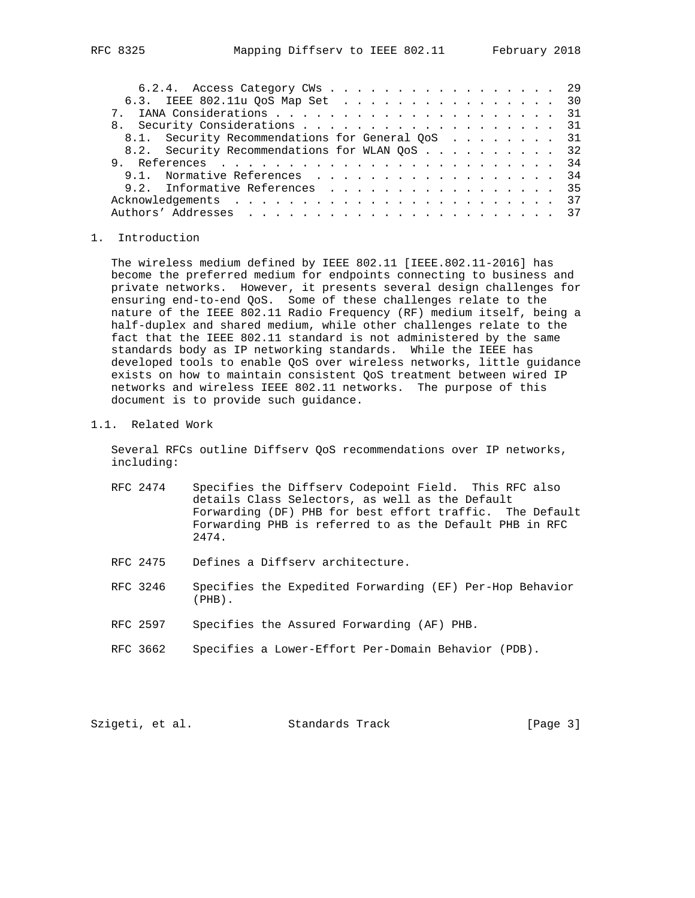6.2.4. Access Category CWs . . . . . . . . . . . . . . . . . . 29
6.3. IEEE 802.11u QoS Map Set . . . . . . . . . . . . . . . . . 30
7. IANA Considerations . . . . . . . . . . . . . . . . . . . . . 31
8. Security Considerations . . . . . . . . . . . . . . . . . . . 31
8.1. Security Recommendations for General QoS . . . . . . . . 31
8.2. Security Recommendations for WLAN QoS . . . . . . . . . . 32
9. References . . . . . . . . . . . . . . . . . . . . . . . . . 34
9.1. Normative References . . . . . . . . . . . . . . . . . . 34
9.2. Informative References . . . . . . . . . . . . . . . . . 35
Acknowledgements . . . . . . . . . . . . . . . . . . . . . . . . 37
Authors' Addresses . . . . . . . . . . . . . . . . . . . . . . . 37

## 1. Introduction

The wireless medium defined by IEEE 802.11 [IEEE.802.11-2016] has become the preferred medium for endpoints connecting to business and private networks. However, it presents several design challenges for ensuring end-to-end QoS. Some of these challenges relate to the nature of the IEEE 802.11 Radio Frequency (RF) medium itself, being a half-duplex and shared medium, while other challenges relate to the fact that the IEEE 802.11 standard is not administered by the same standards body as IP networking standards. While the IEEE has developed tools to enable QoS over wireless networks, little guidance exists on how to maintain consistent QoS treatment between wired IP networks and wireless IEEE 802.11 networks. The purpose of this document is to provide such guidance.

### 1.1. Related Work

Several RFCs outline Diffserv QoS recommendations over IP networks, including:

RFC 2474 Specifies the Diffserv Codepoint Field. This RFC also details Class Selectors, as well as the Default Forwarding (DF) PHB for best effort traffic. The Default Forwarding PHB is referred to as the Default PHB in RFC 2474.

RFC 2475 Defines a Diffserv architecture.

RFC 3246 Specifies the Expedited Forwarding (EF) Per-Hop Behavior (PHB).

RFC 2597 Specifies the Assured Forwarding (AF) PHB.

RFC 3662 Specifies a Lower-Effort Per-Domain Behavior (PDB).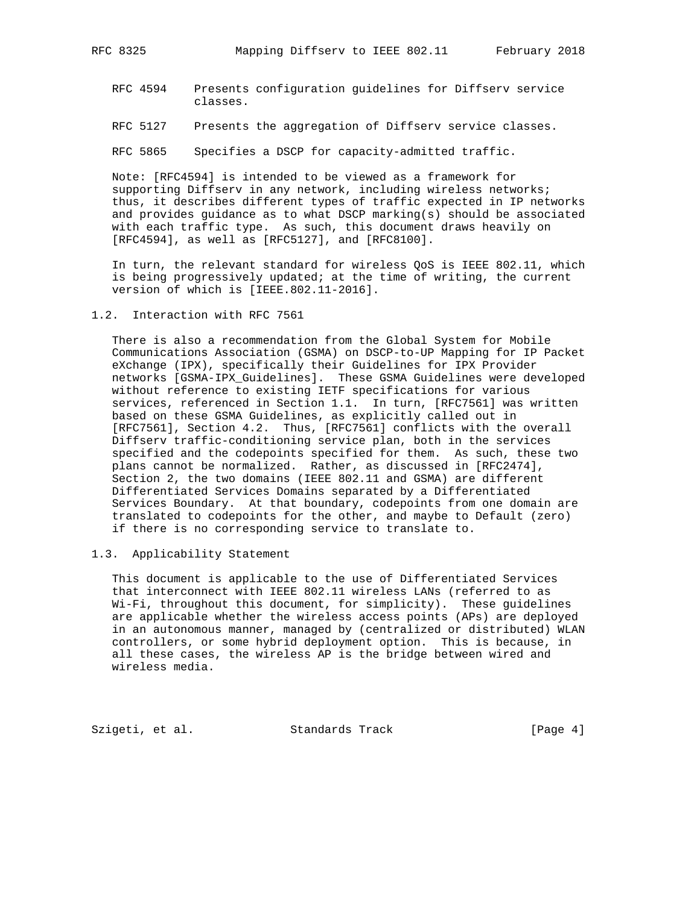RFC 4594 Presents configuration guidelines for Diffserv service classes.

RFC 5127 Presents the aggregation of Diffserv service classes.

RFC 5865 Specifies a DSCP for capacity-admitted traffic.

Note: [RFC4594] is intended to be viewed as a framework for supporting Diffserv in any network, including wireless networks; thus, it describes different types of traffic expected in IP networks and provides guidance as to what DSCP marking(s) should be associated with each traffic type. As such, this document draws heavily on [RFC4594], as well as [RFC5127], and [RFC8100].

In turn, the relevant standard for wireless QoS is IEEE 802.11, which is being progressively updated; at the time of writing, the current version of which is [IEEE.802.11-2016].

### 1.2. Interaction with RFC 7561

There is also a recommendation from the Global System for Mobile Communications Association (GSMA) on DSCP-to-UP Mapping for IP Packet eXchange (IPX), specifically their Guidelines for IPX Provider networks [GSMA-IPX_Guidelines]. These GSMA Guidelines were developed without reference to existing IETF specifications for various services, referenced in Section 1.1. In turn, [RFC7561] was written based on these GSMA Guidelines, as explicitly called out in [RFC7561], Section 4.2. Thus, [RFC7561] conflicts with the overall Diffserv traffic-conditioning service plan, both in the services specified and the codepoints specified for them. As such, these two plans cannot be normalized. Rather, as discussed in [RFC2474], Section 2, the two domains (IEEE 802.11 and GSMA) are different Differentiated Services Domains separated by a Differentiated Services Boundary. At that boundary, codepoints from one domain are translated to codepoints for the other, and maybe to Default (zero) if there is no corresponding service to translate to.

### 1.3. Applicability Statement

This document is applicable to the use of Differentiated Services that interconnect with IEEE 802.11 wireless LANs (referred to as Wi-Fi, throughout this document, for simplicity). These guidelines are applicable whether the wireless access points (APs) are deployed in an autonomous manner, managed by (centralized or distributed) WLAN controllers, or some hybrid deployment option. This is because, in all these cases, the wireless AP is the bridge between wired and wireless media.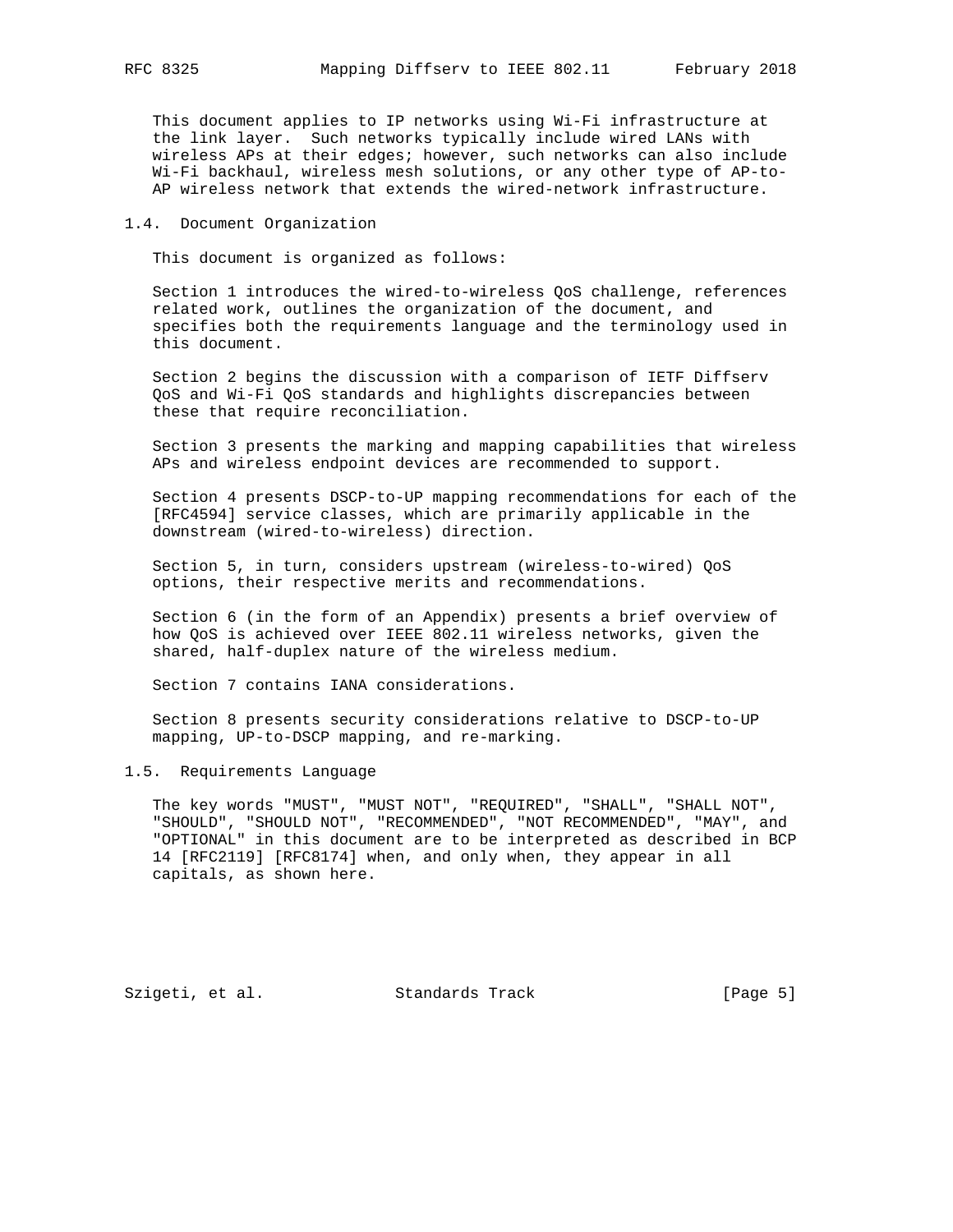This document applies to IP networks using Wi-Fi infrastructure at the link layer. Such networks typically include wired LANs with wireless APs at their edges; however, such networks can also include Wi-Fi backhaul, wireless mesh solutions, or any other type of AP-to-AP wireless network that extends the wired-network infrastructure.

### 1.4. Document Organization

This document is organized as follows:

Section 1 introduces the wired-to-wireless QoS challenge, references related work, outlines the organization of the document, and specifies both the requirements language and the terminology used in this document.

Section 2 begins the discussion with a comparison of IETF Diffserv QoS and Wi-Fi QoS standards and highlights discrepancies between these that require reconciliation.

Section 3 presents the marking and mapping capabilities that wireless APs and wireless endpoint devices are recommended to support.

Section 4 presents DSCP-to-UP mapping recommendations for each of the [RFC4594] service classes, which are primarily applicable in the downstream (wired-to-wireless) direction.

Section 5, in turn, considers upstream (wireless-to-wired) QoS options, their respective merits and recommendations.

Section 6 (in the form of an Appendix) presents a brief overview of how QoS is achieved over IEEE 802.11 wireless networks, given the shared, half-duplex nature of the wireless medium.

Section 7 contains IANA considerations.

Section 8 presents security considerations relative to DSCP-to-UP mapping, UP-to-DSCP mapping, and re-marking.

### 1.5. Requirements Language

The key words "MUST", "MUST NOT", "REQUIRED", "SHALL", "SHALL NOT", "SHOULD", "SHOULD NOT", "RECOMMENDED", "NOT RECOMMENDED", "MAY", and "OPTIONAL" in this document are to be interpreted as described in BCP 14 [RFC2119] [RFC8174] when, and only when, they appear in all capitals, as shown here.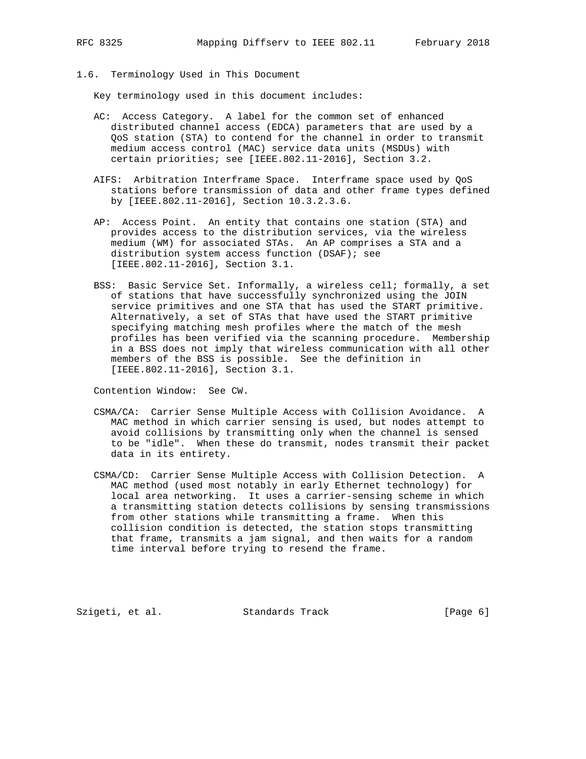### 1.6. Terminology Used in This Document

Key terminology used in this document includes:

AC: Access Category. A label for the common set of enhanced distributed channel access (EDCA) parameters that are used by a QoS station (STA) to contend for the channel in order to transmit medium access control (MAC) service data units (MSDUs) with certain priorities; see [IEEE.802.11-2016], Section 3.2.

AIFS: Arbitration Interframe Space. Interframe space used by QoS stations before transmission of data and other frame types defined by [IEEE.802.11-2016], Section 10.3.2.3.6.

AP: Access Point. An entity that contains one station (STA) and provides access to the distribution services, via the wireless medium (WM) for associated STAs. An AP comprises a STA and a distribution system access function (DSAF); see [IEEE.802.11-2016], Section 3.1.

BSS: Basic Service Set. Informally, a wireless cell; formally, a set of stations that have successfully synchronized using the JOIN service primitives and one STA that has used the START primitive. Alternatively, a set of STAs that have used the START primitive specifying matching mesh profiles where the match of the mesh profiles has been verified via the scanning procedure. Membership in a BSS does not imply that wireless communication with all other members of the BSS is possible. See the definition in [IEEE.802.11-2016], Section 3.1.

Contention Window: See CW.

CSMA/CA: Carrier Sense Multiple Access with Collision Avoidance. A MAC method in which carrier sensing is used, but nodes attempt to avoid collisions by transmitting only when the channel is sensed to be "idle". When these do transmit, nodes transmit their packet data in its entirety.

CSMA/CD: Carrier Sense Multiple Access with Collision Detection. A MAC method (used most notably in early Ethernet technology) for local area networking. It uses a carrier-sensing scheme in which a transmitting station detects collisions by sensing transmissions from other stations while transmitting a frame. When this collision condition is detected, the station stops transmitting that frame, transmits a jam signal, and then waits for a random time interval before trying to resend the frame.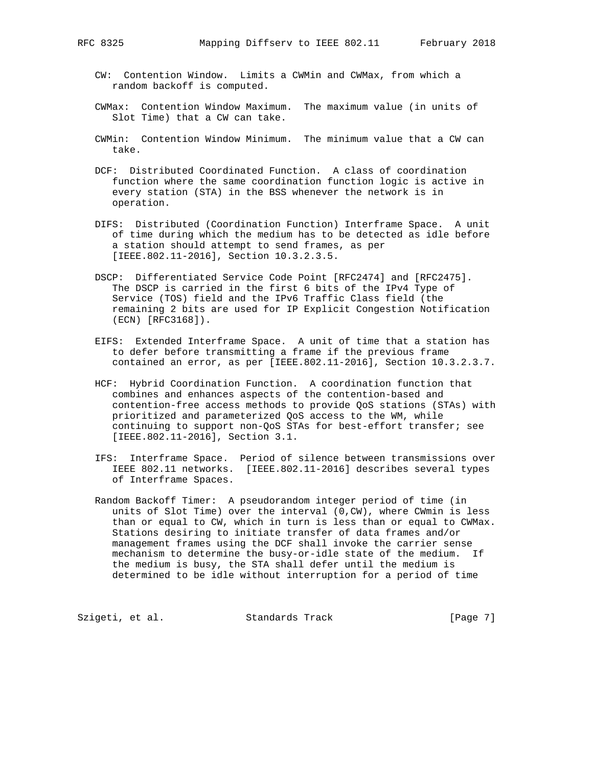CW: Contention Window. Limits a CWMin and CWMax, from which a random backoff is computed.

CWMax: Contention Window Maximum. The maximum value (in units of Slot Time) that a CW can take.

CWMin: Contention Window Minimum. The minimum value that a CW can take.

DCF: Distributed Coordinated Function. A class of coordination function where the same coordination function logic is active in every station (STA) in the BSS whenever the network is in operation.

DIFS: Distributed (Coordination Function) Interframe Space. A unit of time during which the medium has to be detected as idle before a station should attempt to send frames, as per [IEEE.802.11-2016], Section 10.3.2.3.5.

DSCP: Differentiated Service Code Point [RFC2474] and [RFC2475]. The DSCP is carried in the first 6 bits of the IPv4 Type of Service (TOS) field and the IPv6 Traffic Class field (the remaining 2 bits are used for IP Explicit Congestion Notification (ECN) [RFC3168]).

EIFS: Extended Interframe Space. A unit of time that a station has to defer before transmitting a frame if the previous frame contained an error, as per [IEEE.802.11-2016], Section 10.3.2.3.7.

HCF: Hybrid Coordination Function. A coordination function that combines and enhances aspects of the contention-based and contention-free access methods to provide QoS stations (STAs) with prioritized and parameterized QoS access to the WM, while continuing to support non-QoS STAs for best-effort transfer; see [IEEE.802.11-2016], Section 3.1.

IFS: Interframe Space. Period of silence between transmissions over IEEE 802.11 networks. [IEEE.802.11-2016] describes several types of Interframe Spaces.

Random Backoff Timer: A pseudorandom integer period of time (in units of Slot Time) over the interval (0,CW), where CWmin is less than or equal to CW, which in turn is less than or equal to CWMax. Stations desiring to initiate transfer of data frames and/or management frames using the DCF shall invoke the carrier sense mechanism to determine the busy-or-idle state of the medium. If the medium is busy, the STA shall defer until the medium is determined to be idle without interruption for a period of time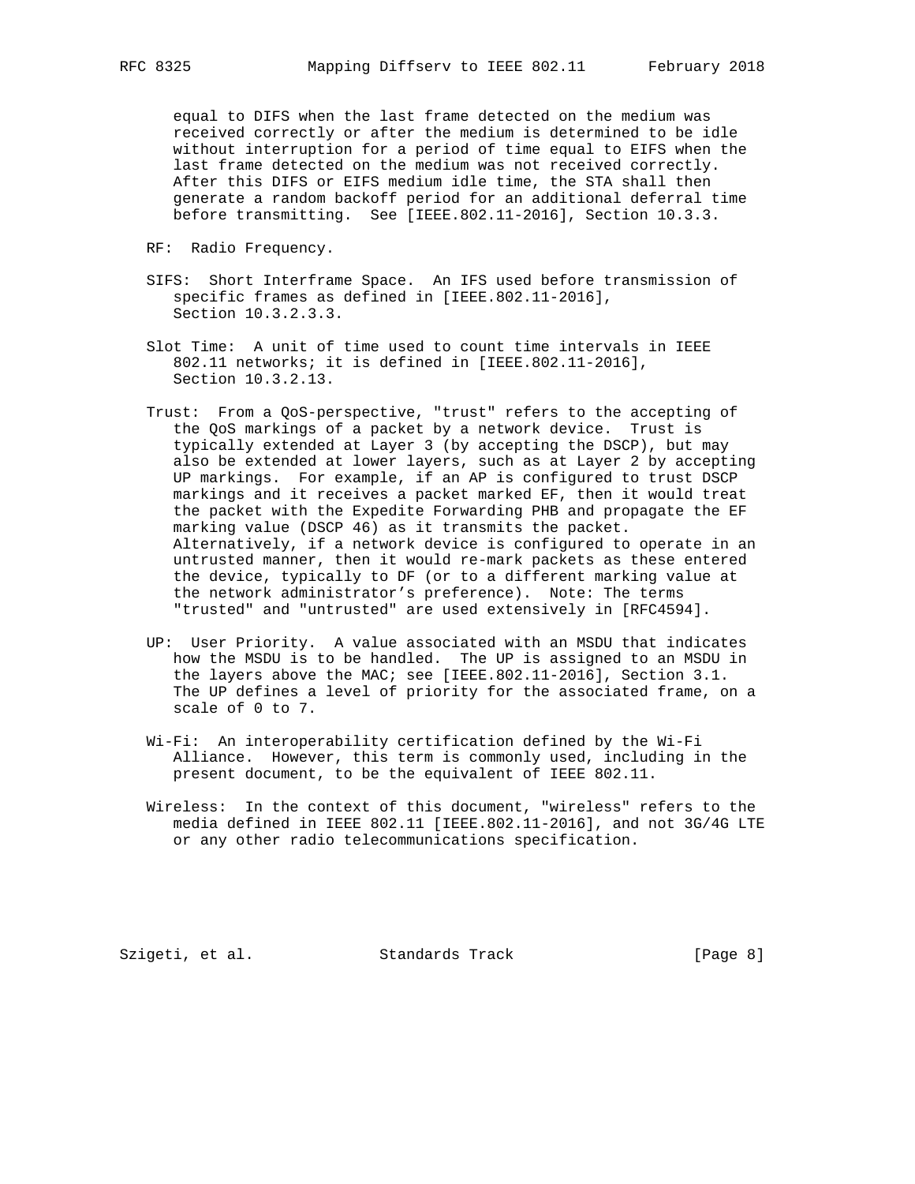equal to DIFS when the last frame detected on the medium was received correctly or after the medium is determined to be idle without interruption for a period of time equal to EIFS when the last frame detected on the medium was not received correctly. After this DIFS or EIFS medium idle time, the STA shall then generate a random backoff period for an additional deferral time before transmitting. See [IEEE.802.11-2016], Section 10.3.3.

RF: Radio Frequency.

SIFS: Short Interframe Space. An IFS used before transmission of specific frames as defined in [IEEE.802.11-2016], Section 10.3.2.3.3.

Slot Time: A unit of time used to count time intervals in IEEE 802.11 networks; it is defined in [IEEE.802.11-2016], Section 10.3.2.13.

Trust: From a QoS-perspective, "trust" refers to the accepting of the QoS markings of a packet by a network device. Trust is typically extended at Layer 3 (by accepting the DSCP), but may also be extended at lower layers, such as at Layer 2 by accepting UP markings. For example, if an AP is configured to trust DSCP markings and it receives a packet marked EF, then it would treat the packet with the Expedite Forwarding PHB and propagate the EF marking value (DSCP 46) as it transmits the packet. Alternatively, if a network device is configured to operate in an untrusted manner, then it would re-mark packets as these entered the device, typically to DF (or to a different marking value at the network administrator's preference). Note: The terms "trusted" and "untrusted" are used extensively in [RFC4594].

UP: User Priority. A value associated with an MSDU that indicates how the MSDU is to be handled. The UP is assigned to an MSDU in the layers above the MAC; see [IEEE.802.11-2016], Section 3.1. The UP defines a level of priority for the associated frame, on a scale of 0 to 7.

Wi-Fi: An interoperability certification defined by the Wi-Fi Alliance. However, this term is commonly used, including in the present document, to be the equivalent of IEEE 802.11.

Wireless: In the context of this document, "wireless" refers to the media defined in IEEE 802.11 [IEEE.802.11-2016], and not 3G/4G LTE or any other radio telecommunications specification.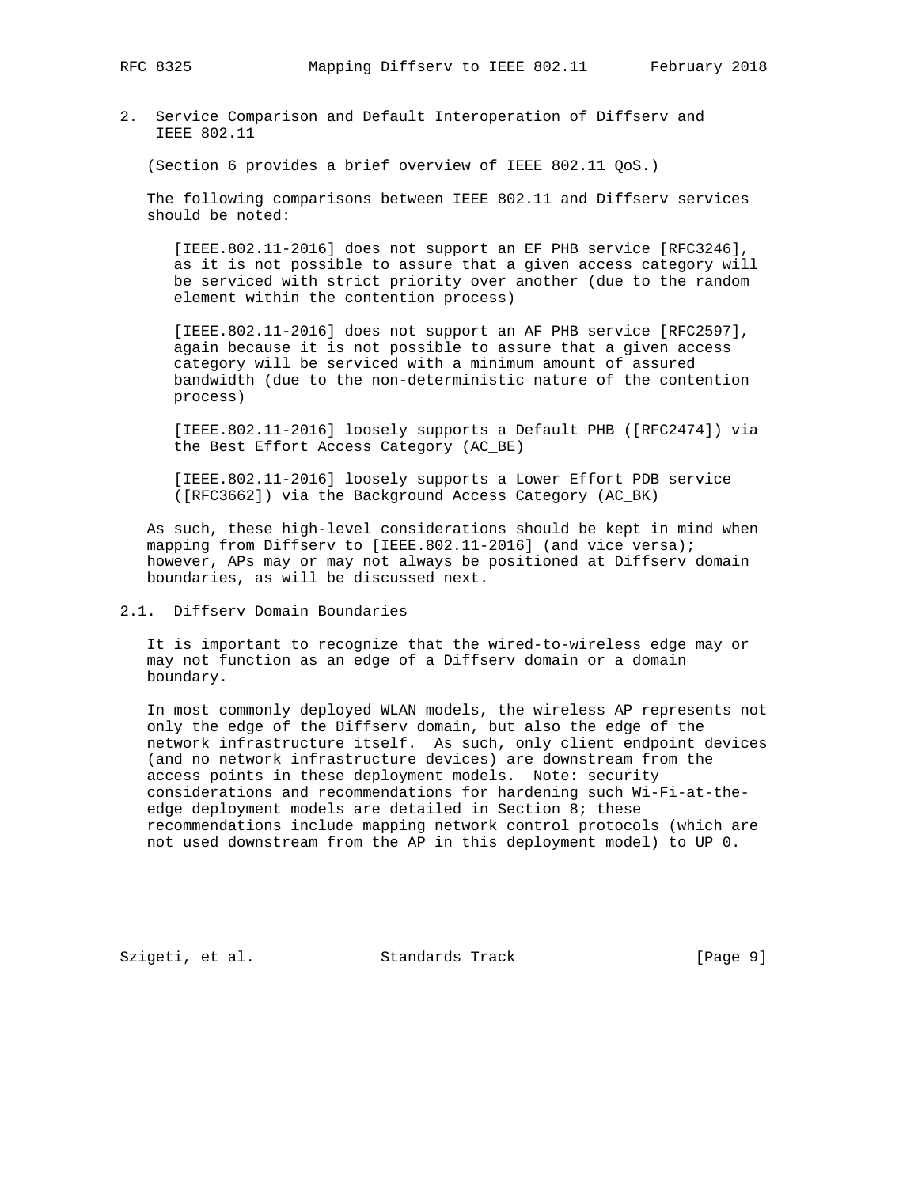## 2. Service Comparison and Default Interoperation of Diffserv and IEEE 802.11

(Section 6 provides a brief overview of IEEE 802.11 QoS.)

The following comparisons between IEEE 802.11 and Diffserv services should be noted:

> [IEEE.802.11-2016] does not support an EF PHB service [RFC3246], as it is not possible to assure that a given access category will be serviced with strict priority over another (due to the random element within the contention process)
>
> [IEEE.802.11-2016] does not support an AF PHB service [RFC2597], again because it is not possible to assure that a given access category will be serviced with a minimum amount of assured bandwidth (due to the non-deterministic nature of the contention process)
>
> [IEEE.802.11-2016] loosely supports a Default PHB ([RFC2474]) via the Best Effort Access Category (AC_BE)
>
> [IEEE.802.11-2016] loosely supports a Lower Effort PDB service ([RFC3662]) via the Background Access Category (AC_BK)

As such, these high-level considerations should be kept in mind when mapping from Diffserv to [IEEE.802.11-2016] (and vice versa); however, APs may or may not always be positioned at Diffserv domain boundaries, as will be discussed next.

### 2.1. Diffserv Domain Boundaries

It is important to recognize that the wired-to-wireless edge may or may not function as an edge of a Diffserv domain or a domain boundary.

In most commonly deployed WLAN models, the wireless AP represents not only the edge of the Diffserv domain, but also the edge of the network infrastructure itself. As such, only client endpoint devices (and no network infrastructure devices) are downstream from the access points in these deployment models. Note: security considerations and recommendations for hardening such Wi-Fi-at-the-edge deployment models are detailed in Section 8; these recommendations include mapping network control protocols (which are not used downstream from the AP in this deployment model) to UP 0.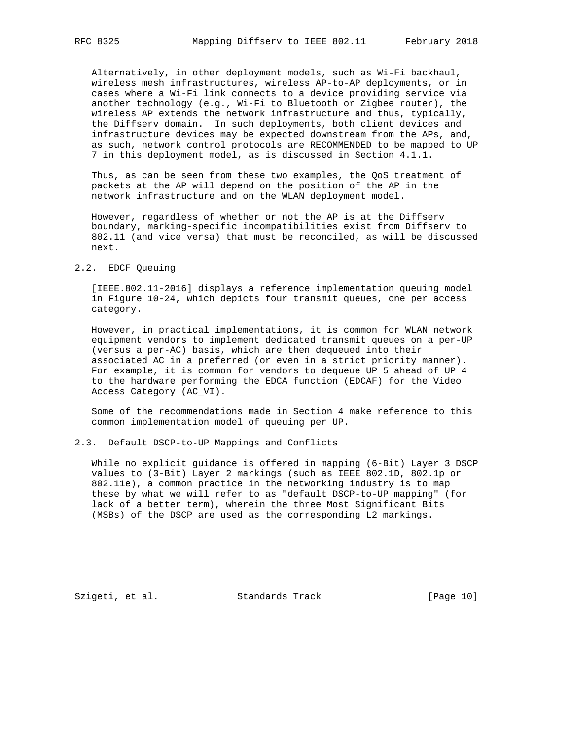Alternatively, in other deployment models, such as Wi-Fi backhaul, wireless mesh infrastructures, wireless AP-to-AP deployments, or in cases where a Wi-Fi link connects to a device providing service via another technology (e.g., Wi-Fi to Bluetooth or Zigbee router), the wireless AP extends the network infrastructure and thus, typically, the Diffserv domain. In such deployments, both client devices and infrastructure devices may be expected downstream from the APs, and, as such, network control protocols are RECOMMENDED to be mapped to UP 7 in this deployment model, as is discussed in Section 4.1.1.

Thus, as can be seen from these two examples, the QoS treatment of packets at the AP will depend on the position of the AP in the network infrastructure and on the WLAN deployment model.

However, regardless of whether or not the AP is at the Diffserv boundary, marking-specific incompatibilities exist from Diffserv to 802.11 (and vice versa) that must be reconciled, as will be discussed next.

## 2.2. EDCF Queuing

[IEEE.802.11-2016] displays a reference implementation queuing model in Figure 10-24, which depicts four transmit queues, one per access category.

However, in practical implementations, it is common for WLAN network equipment vendors to implement dedicated transmit queues on a per-UP (versus a per-AC) basis, which are then dequeued into their associated AC in a preferred (or even in a strict priority manner). For example, it is common for vendors to dequeue UP 5 ahead of UP 4 to the hardware performing the EDCA function (EDCAF) for the Video Access Category (AC_VI).

Some of the recommendations made in Section 4 make reference to this common implementation model of queuing per UP.

## 2.3. Default DSCP-to-UP Mappings and Conflicts

While no explicit guidance is offered in mapping (6-Bit) Layer 3 DSCP values to (3-Bit) Layer 2 markings (such as IEEE 802.1D, 802.1p or 802.11e), a common practice in the networking industry is to map these by what we will refer to as "default DSCP-to-UP mapping" (for lack of a better term), wherein the three Most Significant Bits (MSBs) of the DSCP are used as the corresponding L2 markings.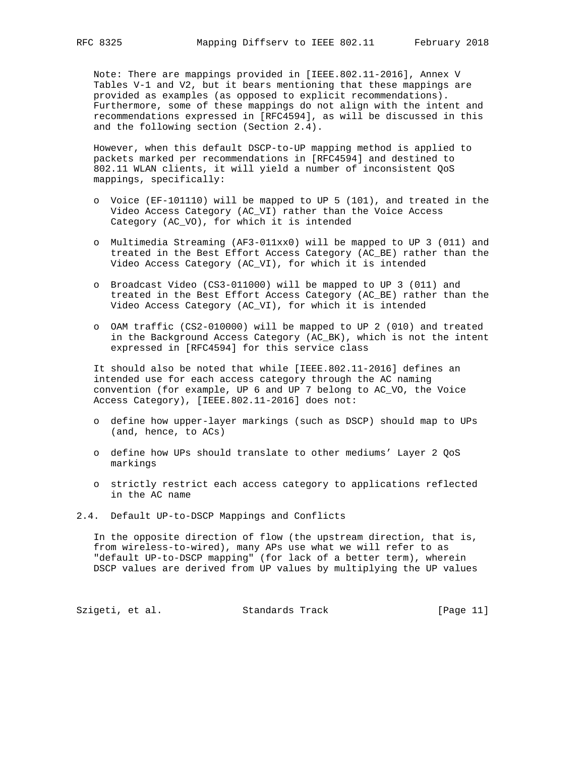Note: There are mappings provided in [IEEE.802.11-2016], Annex V Tables V-1 and V2, but it bears mentioning that these mappings are provided as examples (as opposed to explicit recommendations). Furthermore, some of these mappings do not align with the intent and recommendations expressed in [RFC4594], as will be discussed in this and the following section (Section 2.4).

However, when this default DSCP-to-UP mapping method is applied to packets marked per recommendations in [RFC4594] and destined to 802.11 WLAN clients, it will yield a number of inconsistent QoS mappings, specifically:

- Voice (EF-101110) will be mapped to UP 5 (101), and treated in the Video Access Category (AC_VI) rather than the Voice Access Category (AC_VO), for which it is intended
- Multimedia Streaming (AF3-011xx0) will be mapped to UP 3 (011) and treated in the Best Effort Access Category (AC_BE) rather than the Video Access Category (AC_VI), for which it is intended
- Broadcast Video (CS3-011000) will be mapped to UP 3 (011) and treated in the Best Effort Access Category (AC_BE) rather than the Video Access Category (AC_VI), for which it is intended
- OAM traffic (CS2-010000) will be mapped to UP 2 (010) and treated in the Background Access Category (AC_BK), which is not the intent expressed in [RFC4594] for this service class

It should also be noted that while [IEEE.802.11-2016] defines an intended use for each access category through the AC naming convention (for example, UP 6 and UP 7 belong to AC_VO, the Voice Access Category), [IEEE.802.11-2016] does not:

- define how upper-layer markings (such as DSCP) should map to UPs (and, hence, to ACs)
- define how UPs should translate to other mediums' Layer 2 QoS markings
- strictly restrict each access category to applications reflected in the AC name

## 2.4. Default UP-to-DSCP Mappings and Conflicts

In the opposite direction of flow (the upstream direction, that is, from wireless-to-wired), many APs use what we will refer to as "default UP-to-DSCP mapping" (for lack of a better term), wherein DSCP values are derived from UP values by multiplying the UP values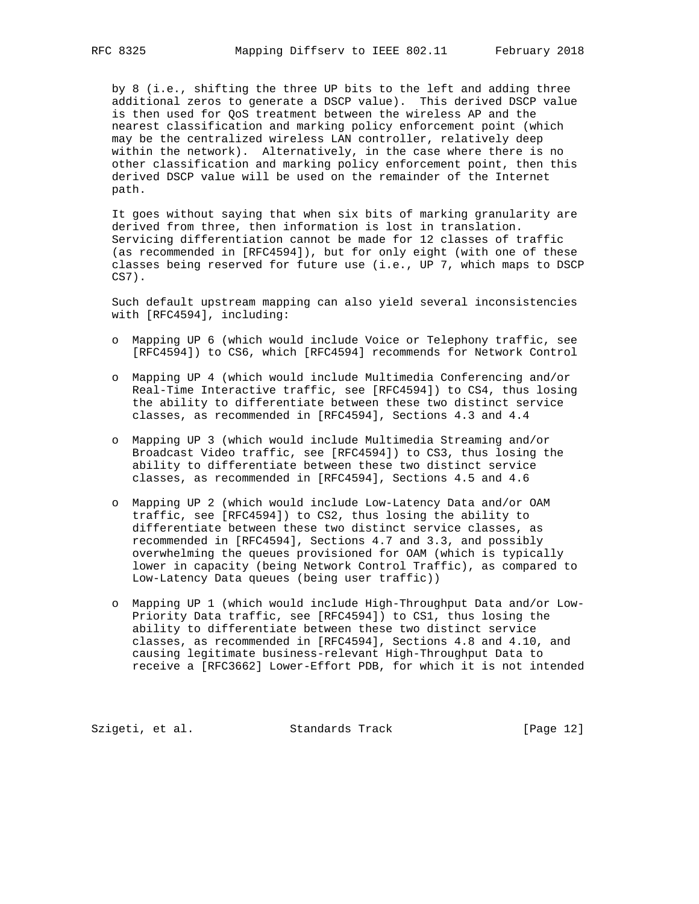by 8 (i.e., shifting the three UP bits to the left and adding three additional zeros to generate a DSCP value). This derived DSCP value is then used for QoS treatment between the wireless AP and the nearest classification and marking policy enforcement point (which may be the centralized wireless LAN controller, relatively deep within the network). Alternatively, in the case where there is no other classification and marking policy enforcement point, then this derived DSCP value will be used on the remainder of the Internet path.

It goes without saying that when six bits of marking granularity are derived from three, then information is lost in translation. Servicing differentiation cannot be made for 12 classes of traffic (as recommended in [RFC4594]), but for only eight (with one of these classes being reserved for future use (i.e., UP 7, which maps to DSCP CS7).

Such default upstream mapping can also yield several inconsistencies with [RFC4594], including:

- Mapping UP 6 (which would include Voice or Telephony traffic, see [RFC4594]) to CS6, which [RFC4594] recommends for Network Control
- Mapping UP 4 (which would include Multimedia Conferencing and/or Real-Time Interactive traffic, see [RFC4594]) to CS4, thus losing the ability to differentiate between these two distinct service classes, as recommended in [RFC4594], Sections 4.3 and 4.4
- Mapping UP 3 (which would include Multimedia Streaming and/or Broadcast Video traffic, see [RFC4594]) to CS3, thus losing the ability to differentiate between these two distinct service classes, as recommended in [RFC4594], Sections 4.5 and 4.6
- Mapping UP 2 (which would include Low-Latency Data and/or OAM traffic, see [RFC4594]) to CS2, thus losing the ability to differentiate between these two distinct service classes, as recommended in [RFC4594], Sections 4.7 and 3.3, and possibly overwhelming the queues provisioned for OAM (which is typically lower in capacity (being Network Control Traffic), as compared to Low-Latency Data queues (being user traffic))
- Mapping UP 1 (which would include High-Throughput Data and/or Low-Priority Data traffic, see [RFC4594]) to CS1, thus losing the ability to differentiate between these two distinct service classes, as recommended in [RFC4594], Sections 4.8 and 4.10, and causing legitimate business-relevant High-Throughput Data to receive a [RFC3662] Lower-Effort PDB, for which it is not intended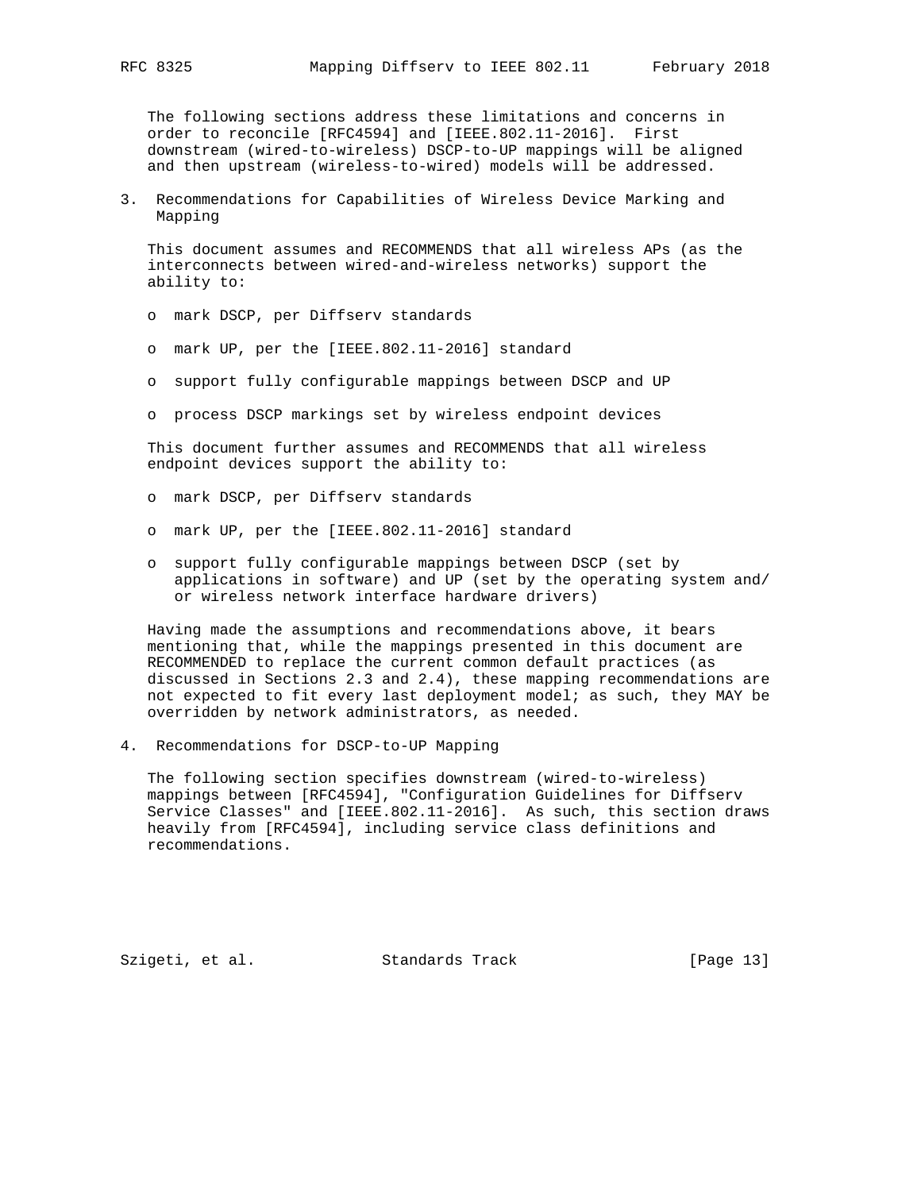The following sections address these limitations and concerns in order to reconcile [RFC4594] and [IEEE.802.11-2016]. First downstream (wired-to-wireless) DSCP-to-UP mappings will be aligned and then upstream (wireless-to-wired) models will be addressed.

## 3. Recommendations for Capabilities of Wireless Device Marking and Mapping

This document assumes and RECOMMENDS that all wireless APs (as the interconnects between wired-and-wireless networks) support the ability to:

- mark DSCP, per Diffserv standards
- mark UP, per the [IEEE.802.11-2016] standard
- support fully configurable mappings between DSCP and UP
- process DSCP markings set by wireless endpoint devices

This document further assumes and RECOMMENDS that all wireless endpoint devices support the ability to:

- mark DSCP, per Diffserv standards
- mark UP, per the [IEEE.802.11-2016] standard
- support fully configurable mappings between DSCP (set by applications in software) and UP (set by the operating system and/or wireless network interface hardware drivers)

Having made the assumptions and recommendations above, it bears mentioning that, while the mappings presented in this document are RECOMMENDED to replace the current common default practices (as discussed in Sections 2.3 and 2.4), these mapping recommendations are not expected to fit every last deployment model; as such, they MAY be overridden by network administrators, as needed.

## 4. Recommendations for DSCP-to-UP Mapping

The following section specifies downstream (wired-to-wireless) mappings between [RFC4594], "Configuration Guidelines for Diffserv Service Classes" and [IEEE.802.11-2016]. As such, this section draws heavily from [RFC4594], including service class definitions and recommendations.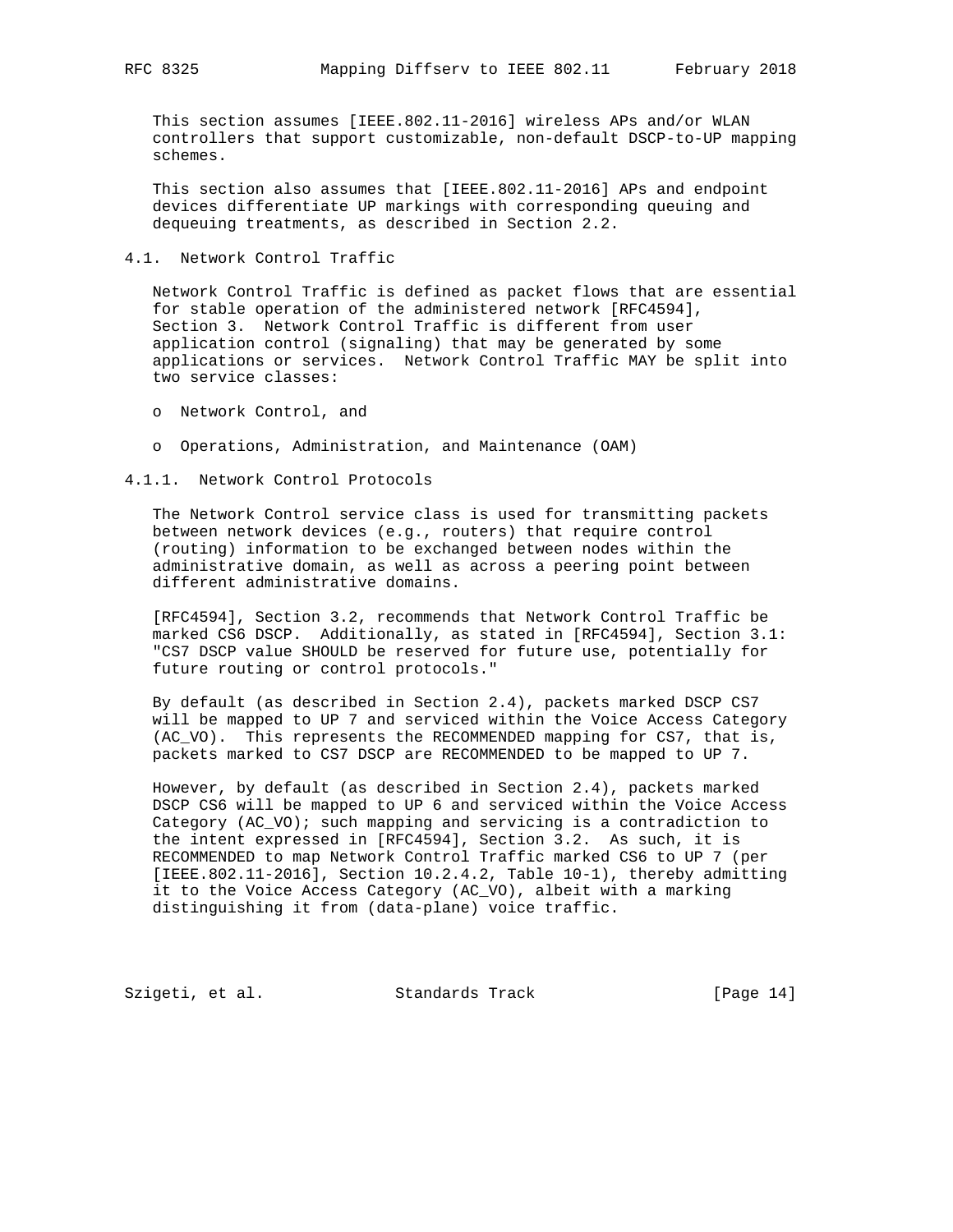This section assumes [IEEE.802.11-2016] wireless APs and/or WLAN controllers that support customizable, non-default DSCP-to-UP mapping schemes.

This section also assumes that [IEEE.802.11-2016] APs and endpoint devices differentiate UP markings with corresponding queuing and dequeuing treatments, as described in Section 2.2.

### 4.1. Network Control Traffic

Network Control Traffic is defined as packet flows that are essential for stable operation of the administered network [RFC4594], Section 3. Network Control Traffic is different from user application control (signaling) that may be generated by some applications or services. Network Control Traffic MAY be split into two service classes:

- Network Control, and
- Operations, Administration, and Maintenance (OAM)

#### 4.1.1. Network Control Protocols

The Network Control service class is used for transmitting packets between network devices (e.g., routers) that require control (routing) information to be exchanged between nodes within the administrative domain, as well as across a peering point between different administrative domains.

[RFC4594], Section 3.2, recommends that Network Control Traffic be marked CS6 DSCP. Additionally, as stated in [RFC4594], Section 3.1: "CS7 DSCP value SHOULD be reserved for future use, potentially for future routing or control protocols."

By default (as described in Section 2.4), packets marked DSCP CS7 will be mapped to UP 7 and serviced within the Voice Access Category (AC_VO). This represents the RECOMMENDED mapping for CS7, that is, packets marked to CS7 DSCP are RECOMMENDED to be mapped to UP 7.

However, by default (as described in Section 2.4), packets marked DSCP CS6 will be mapped to UP 6 and serviced within the Voice Access Category (AC_VO); such mapping and servicing is a contradiction to the intent expressed in [RFC4594], Section 3.2. As such, it is RECOMMENDED to map Network Control Traffic marked CS6 to UP 7 (per [IEEE.802.11-2016], Section 10.2.4.2, Table 10-1), thereby admitting it to the Voice Access Category (AC_VO), albeit with a marking distinguishing it from (data-plane) voice traffic.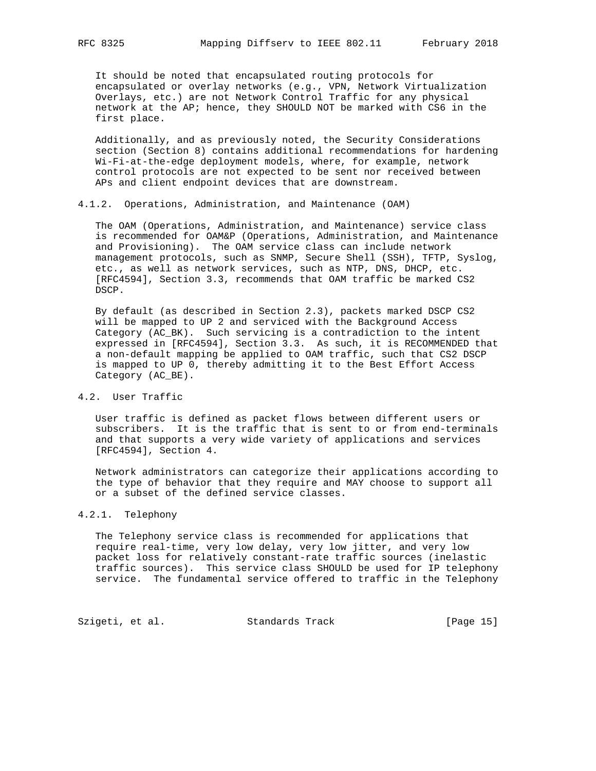It should be noted that encapsulated routing protocols for encapsulated or overlay networks (e.g., VPN, Network Virtualization Overlays, etc.) are not Network Control Traffic for any physical network at the AP; hence, they SHOULD NOT be marked with CS6 in the first place.

Additionally, and as previously noted, the Security Considerations section (Section 8) contains additional recommendations for hardening Wi-Fi-at-the-edge deployment models, where, for example, network control protocols are not expected to be sent nor received between APs and client endpoint devices that are downstream.

#### 4.1.2. Operations, Administration, and Maintenance (OAM)

The OAM (Operations, Administration, and Maintenance) service class is recommended for OAM&P (Operations, Administration, and Maintenance and Provisioning). The OAM service class can include network management protocols, such as SNMP, Secure Shell (SSH), TFTP, Syslog, etc., as well as network services, such as NTP, DNS, DHCP, etc. [RFC4594], Section 3.3, recommends that OAM traffic be marked CS2 DSCP.

By default (as described in Section 2.3), packets marked DSCP CS2 will be mapped to UP 2 and serviced with the Background Access Category (AC_BK). Such servicing is a contradiction to the intent expressed in [RFC4594], Section 3.3. As such, it is RECOMMENDED that a non-default mapping be applied to OAM traffic, such that CS2 DSCP is mapped to UP 0, thereby admitting it to the Best Effort Access Category (AC_BE).

### 4.2. User Traffic

User traffic is defined as packet flows between different users or subscribers. It is the traffic that is sent to or from end-terminals and that supports a very wide variety of applications and services [RFC4594], Section 4.

Network administrators can categorize their applications according to the type of behavior that they require and MAY choose to support all or a subset of the defined service classes.

#### 4.2.1. Telephony

The Telephony service class is recommended for applications that require real-time, very low delay, very low jitter, and very low packet loss for relatively constant-rate traffic sources (inelastic traffic sources). This service class SHOULD be used for IP telephony service. The fundamental service offered to traffic in the Telephony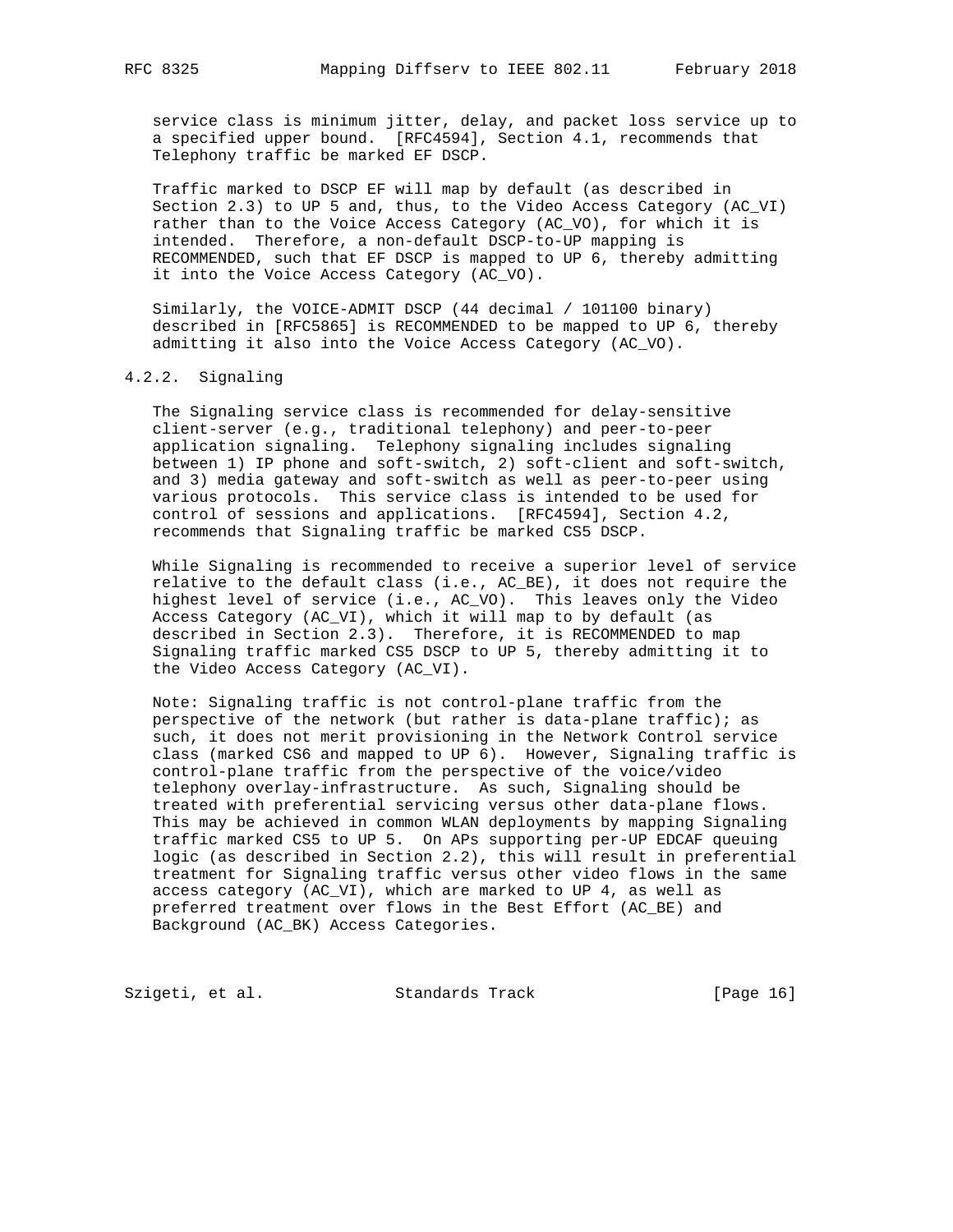service class is minimum jitter, delay, and packet loss service up to a specified upper bound. [RFC4594], Section 4.1, recommends that Telephony traffic be marked EF DSCP.

Traffic marked to DSCP EF will map by default (as described in Section 2.3) to UP 5 and, thus, to the Video Access Category (AC_VI) rather than to the Voice Access Category (AC_VO), for which it is intended. Therefore, a non-default DSCP-to-UP mapping is RECOMMENDED, such that EF DSCP is mapped to UP 6, thereby admitting it into the Voice Access Category (AC_VO).

Similarly, the VOICE-ADMIT DSCP (44 decimal / 101100 binary) described in [RFC5865] is RECOMMENDED to be mapped to UP 6, thereby admitting it also into the Voice Access Category (AC_VO).

#### 4.2.2. Signaling

The Signaling service class is recommended for delay-sensitive client-server (e.g., traditional telephony) and peer-to-peer application signaling. Telephony signaling includes signaling between 1) IP phone and soft-switch, 2) soft-client and soft-switch, and 3) media gateway and soft-switch as well as peer-to-peer using various protocols. This service class is intended to be used for control of sessions and applications. [RFC4594], Section 4.2, recommends that Signaling traffic be marked CS5 DSCP.

While Signaling is recommended to receive a superior level of service relative to the default class (i.e., AC_BE), it does not require the highest level of service (i.e., AC_VO). This leaves only the Video Access Category (AC_VI), which it will map to by default (as described in Section 2.3). Therefore, it is RECOMMENDED to map Signaling traffic marked CS5 DSCP to UP 5, thereby admitting it to the Video Access Category (AC_VI).

Note: Signaling traffic is not control-plane traffic from the perspective of the network (but rather is data-plane traffic); as such, it does not merit provisioning in the Network Control service class (marked CS6 and mapped to UP 6). However, Signaling traffic is control-plane traffic from the perspective of the voice/video telephony overlay-infrastructure. As such, Signaling should be treated with preferential servicing versus other data-plane flows. This may be achieved in common WLAN deployments by mapping Signaling traffic marked CS5 to UP 5. On APs supporting per-UP EDCAF queuing logic (as described in Section 2.2), this will result in preferential treatment for Signaling traffic versus other video flows in the same access category (AC_VI), which are marked to UP 4, as well as preferred treatment over flows in the Best Effort (AC_BE) and Background (AC_BK) Access Categories.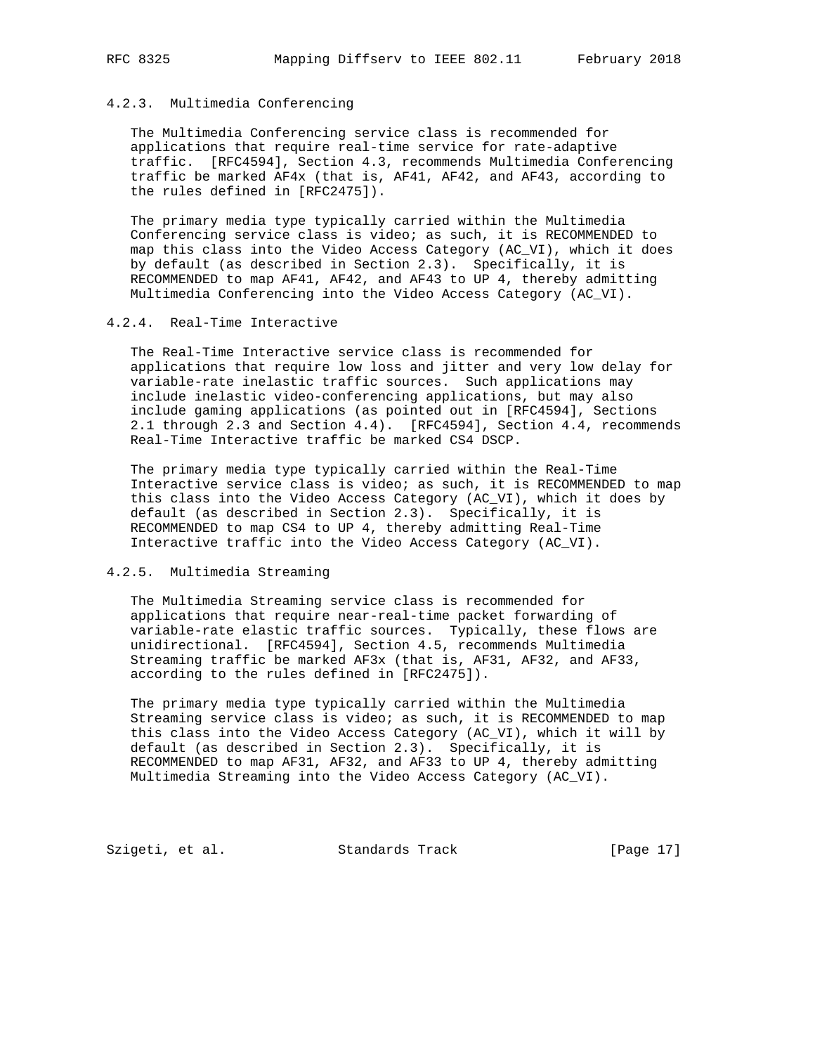#### 4.2.3. Multimedia Conferencing

The Multimedia Conferencing service class is recommended for applications that require real-time service for rate-adaptive traffic. [RFC4594], Section 4.3, recommends Multimedia Conferencing traffic be marked AF4x (that is, AF41, AF42, and AF43, according to the rules defined in [RFC2475]).

The primary media type typically carried within the Multimedia Conferencing service class is video; as such, it is RECOMMENDED to map this class into the Video Access Category (AC_VI), which it does by default (as described in Section 2.3). Specifically, it is RECOMMENDED to map AF41, AF42, and AF43 to UP 4, thereby admitting Multimedia Conferencing into the Video Access Category (AC_VI).

#### 4.2.4. Real-Time Interactive

The Real-Time Interactive service class is recommended for applications that require low loss and jitter and very low delay for variable-rate inelastic traffic sources. Such applications may include inelastic video-conferencing applications, but may also include gaming applications (as pointed out in [RFC4594], Sections 2.1 through 2.3 and Section 4.4). [RFC4594], Section 4.4, recommends Real-Time Interactive traffic be marked CS4 DSCP.

The primary media type typically carried within the Real-Time Interactive service class is video; as such, it is RECOMMENDED to map this class into the Video Access Category (AC_VI), which it does by default (as described in Section 2.3). Specifically, it is RECOMMENDED to map CS4 to UP 4, thereby admitting Real-Time Interactive traffic into the Video Access Category (AC_VI).

#### 4.2.5. Multimedia Streaming

The Multimedia Streaming service class is recommended for applications that require near-real-time packet forwarding of variable-rate elastic traffic sources. Typically, these flows are unidirectional. [RFC4594], Section 4.5, recommends Multimedia Streaming traffic be marked AF3x (that is, AF31, AF32, and AF33, according to the rules defined in [RFC2475]).

The primary media type typically carried within the Multimedia Streaming service class is video; as such, it is RECOMMENDED to map this class into the Video Access Category (AC_VI), which it will by default (as described in Section 2.3). Specifically, it is RECOMMENDED to map AF31, AF32, and AF33 to UP 4, thereby admitting Multimedia Streaming into the Video Access Category (AC_VI).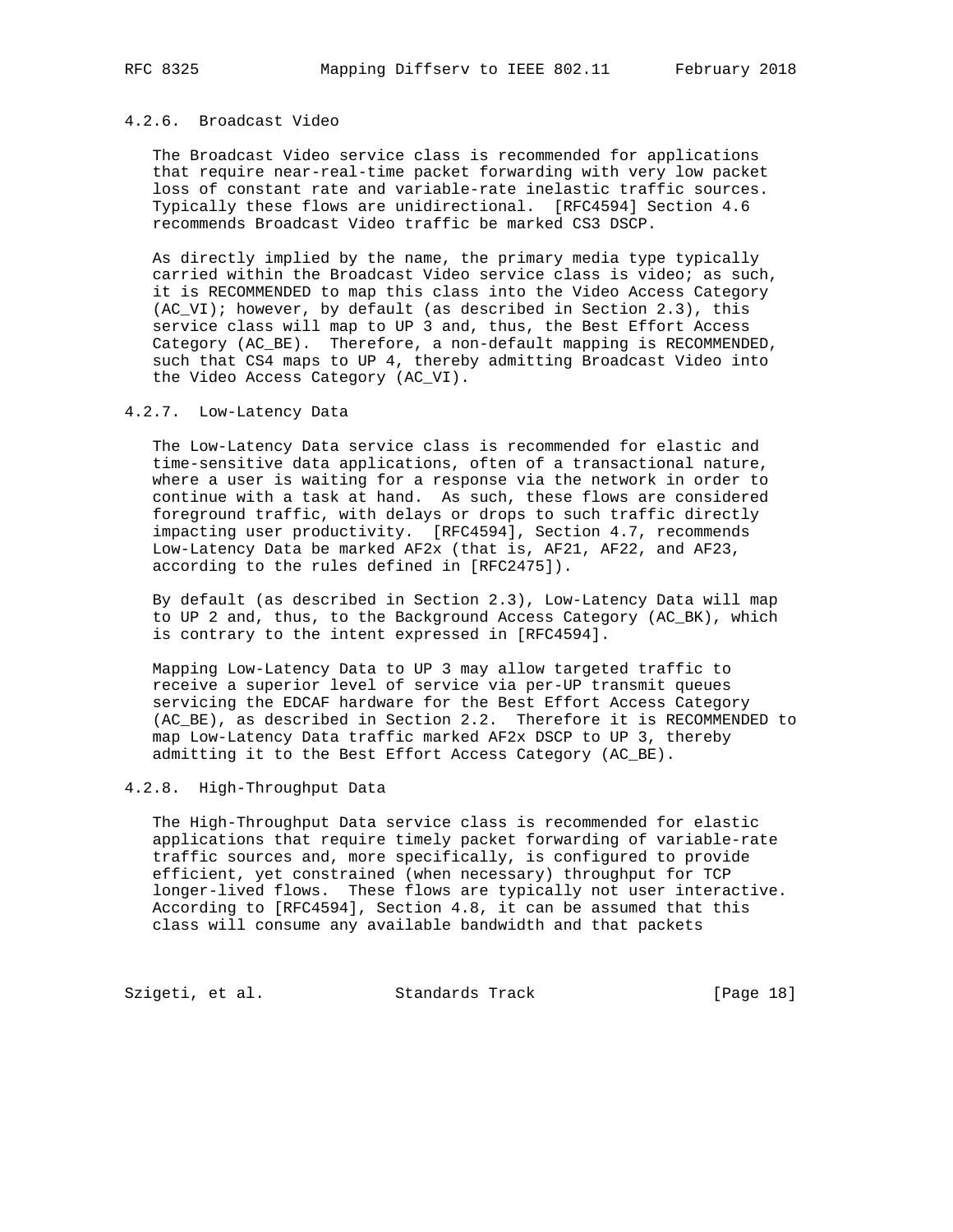#### 4.2.6. Broadcast Video

The Broadcast Video service class is recommended for applications that require near-real-time packet forwarding with very low packet loss of constant rate and variable-rate inelastic traffic sources. Typically these flows are unidirectional. [RFC4594] Section 4.6 recommends Broadcast Video traffic be marked CS3 DSCP.

As directly implied by the name, the primary media type typically carried within the Broadcast Video service class is video; as such, it is RECOMMENDED to map this class into the Video Access Category (AC_VI); however, by default (as described in Section 2.3), this service class will map to UP 3 and, thus, the Best Effort Access Category (AC_BE). Therefore, a non-default mapping is RECOMMENDED, such that CS4 maps to UP 4, thereby admitting Broadcast Video into the Video Access Category (AC_VI).

#### 4.2.7. Low-Latency Data

The Low-Latency Data service class is recommended for elastic and time-sensitive data applications, often of a transactional nature, where a user is waiting for a response via the network in order to continue with a task at hand. As such, these flows are considered foreground traffic, with delays or drops to such traffic directly impacting user productivity. [RFC4594], Section 4.7, recommends Low-Latency Data be marked AF2x (that is, AF21, AF22, and AF23, according to the rules defined in [RFC2475]).

By default (as described in Section 2.3), Low-Latency Data will map to UP 2 and, thus, to the Background Access Category (AC_BK), which is contrary to the intent expressed in [RFC4594].

Mapping Low-Latency Data to UP 3 may allow targeted traffic to receive a superior level of service via per-UP transmit queues servicing the EDCAF hardware for the Best Effort Access Category (AC_BE), as described in Section 2.2. Therefore it is RECOMMENDED to map Low-Latency Data traffic marked AF2x DSCP to UP 3, thereby admitting it to the Best Effort Access Category (AC_BE).

#### 4.2.8. High-Throughput Data

The High-Throughput Data service class is recommended for elastic applications that require timely packet forwarding of variable-rate traffic sources and, more specifically, is configured to provide efficient, yet constrained (when necessary) throughput for TCP longer-lived flows. These flows are typically not user interactive. According to [RFC4594], Section 4.8, it can be assumed that this class will consume any available bandwidth and that packets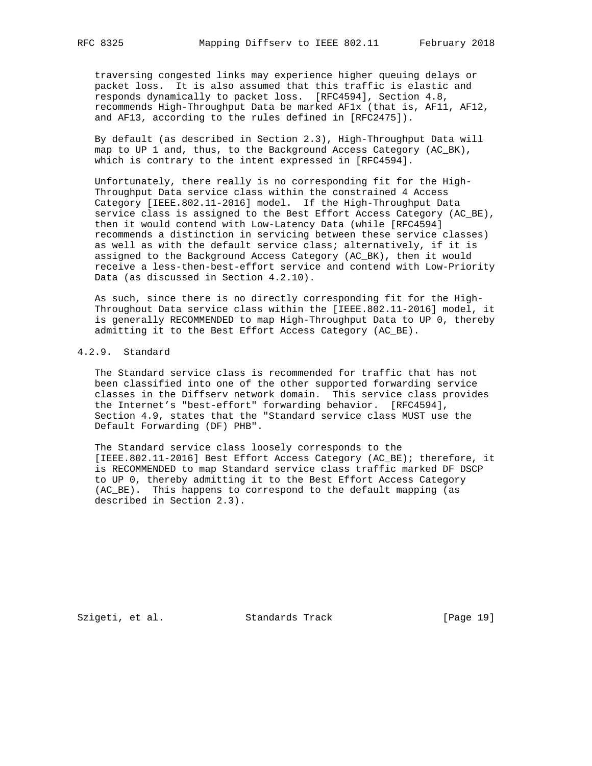traversing congested links may experience higher queuing delays or packet loss. It is also assumed that this traffic is elastic and responds dynamically to packet loss. [RFC4594], Section 4.8, recommends High-Throughput Data be marked AF1x (that is, AF11, AF12, and AF13, according to the rules defined in [RFC2475]).

By default (as described in Section 2.3), High-Throughput Data will map to UP 1 and, thus, to the Background Access Category (AC_BK), which is contrary to the intent expressed in [RFC4594].

Unfortunately, there really is no corresponding fit for the High-Throughput Data service class within the constrained 4 Access Category [IEEE.802.11-2016] model. If the High-Throughput Data service class is assigned to the Best Effort Access Category (AC_BE), then it would contend with Low-Latency Data (while [RFC4594] recommends a distinction in servicing between these service classes) as well as with the default service class; alternatively, if it is assigned to the Background Access Category (AC_BK), then it would receive a less-then-best-effort service and contend with Low-Priority Data (as discussed in Section 4.2.10).

As such, since there is no directly corresponding fit for the High-Throughout Data service class within the [IEEE.802.11-2016] model, it is generally RECOMMENDED to map High-Throughput Data to UP 0, thereby admitting it to the Best Effort Access Category (AC_BE).

### 4.2.9. Standard

The Standard service class is recommended for traffic that has not been classified into one of the other supported forwarding service classes in the Diffserv network domain. This service class provides the Internet's "best-effort" forwarding behavior. [RFC4594], Section 4.9, states that the "Standard service class MUST use the Default Forwarding (DF) PHB".

The Standard service class loosely corresponds to the [IEEE.802.11-2016] Best Effort Access Category (AC_BE); therefore, it is RECOMMENDED to map Standard service class traffic marked DF DSCP to UP 0, thereby admitting it to the Best Effort Access Category (AC_BE). This happens to correspond to the default mapping (as described in Section 2.3).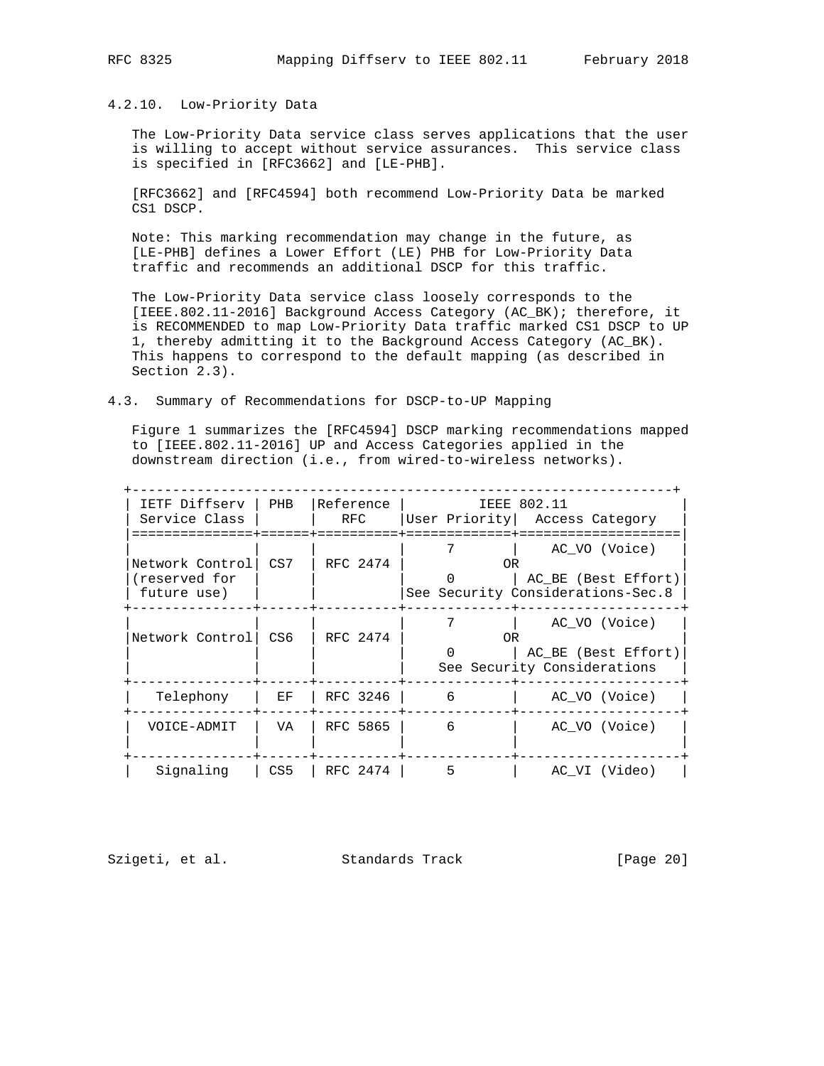### 4.2.10. Low-Priority Data

The Low-Priority Data service class serves applications that the user is willing to accept without service assurances. This service class is specified in [RFC3662] and [LE-PHB].

[RFC3662] and [RFC4594] both recommend Low-Priority Data be marked CS1 DSCP.

Note: This marking recommendation may change in the future, as [LE-PHB] defines a Lower Effort (LE) PHB for Low-Priority Data traffic and recommends an additional DSCP for this traffic.

The Low-Priority Data service class loosely corresponds to the [IEEE.802.11-2016] Background Access Category (AC_BK); therefore, it is RECOMMENDED to map Low-Priority Data traffic marked CS1 DSCP to UP 1, thereby admitting it to the Background Access Category (AC_BK). This happens to correspond to the default mapping (as described in Section 2.3).

## 4.3. Summary of Recommendations for DSCP-to-UP Mapping

Figure 1 summarizes the [RFC4594] DSCP marking recommendations mapped to [IEEE.802.11-2016] UP and Access Categories applied in the downstream direction (i.e., from wired-to-wireless networks).

| IETF Diffserv Service Class | PHB | Reference RFC | IEEE 802.11 User Priority | IEEE 802.11 Access Category |
|---|---|---|---|---|
| Network Control (reserved for future use) | CS7 | RFC 2474 | 7 OR 0 (See Security Considerations-Sec.8) | AC_VO (Voice) OR AC_BE (Best Effort) |
| Network Control | CS6 | RFC 2474 | 7 OR 0 (See Security Considerations) | AC_VO (Voice) OR AC_BE (Best Effort) |
| Telephony | EF | RFC 3246 | 6 | AC_VO (Voice) |
| VOICE-ADMIT | VA | RFC 5865 | 6 | AC_VO (Voice) |
| Signaling | CS5 | RFC 2474 | 5 | AC_VI (Video) |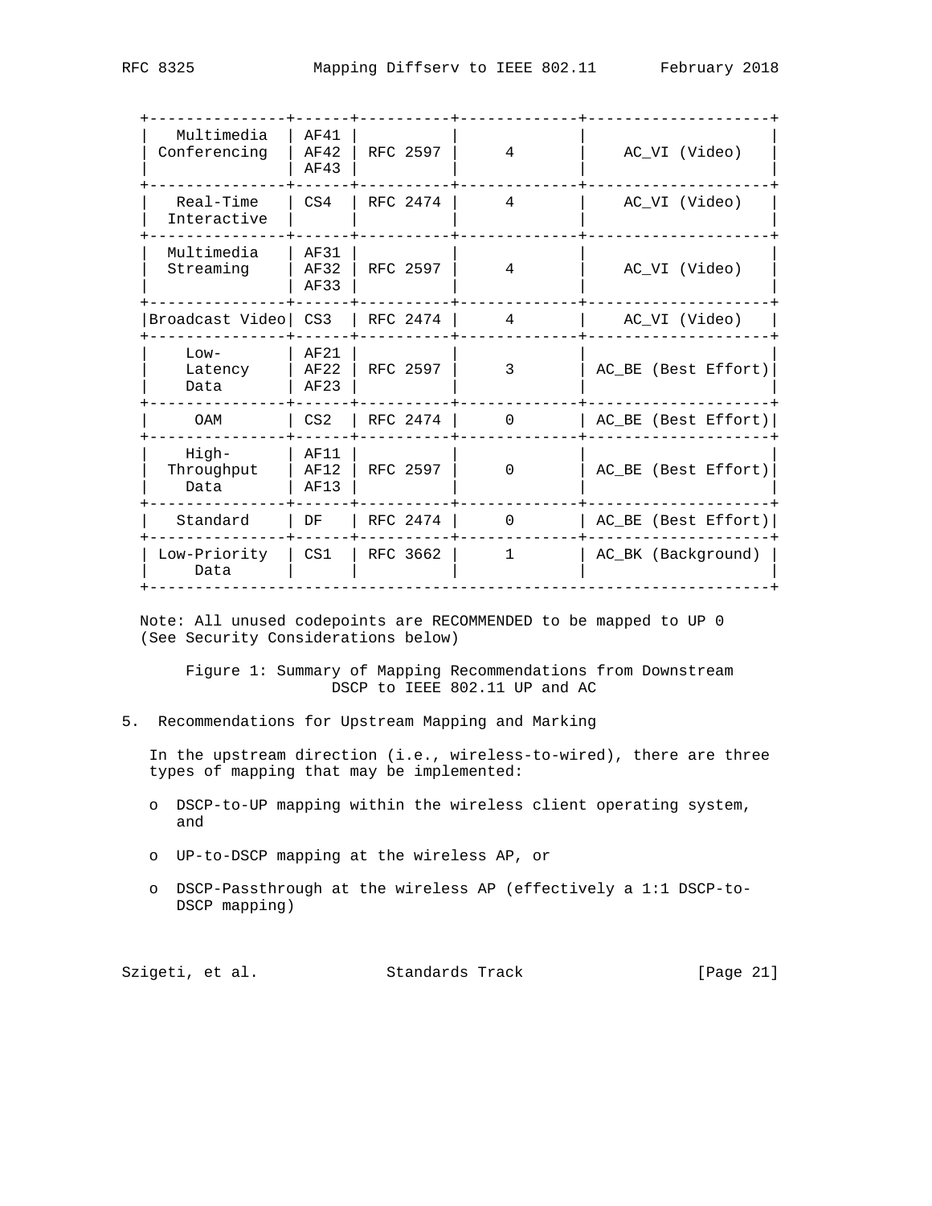| Multimedia Conferencing | AF41 AF42 AF43 | RFC 2597 | 4 | AC_VI (Video) |
|---|---|---|---|---|
| Real-Time Interactive | CS4 | RFC 2474 | 4 | AC_VI (Video) |
| Multimedia Streaming | AF31 AF32 AF33 | RFC 2597 | 4 | AC_VI (Video) |
| Broadcast Video | CS3 | RFC 2474 | 4 | AC_VI (Video) |
| Low-Latency Data | AF21 AF22 AF23 | RFC 2597 | 3 | AC_BE (Best Effort) |
| OAM | CS2 | RFC 2474 | 0 | AC_BE (Best Effort) |
| High-Throughput Data | AF11 AF12 AF13 | RFC 2597 | 0 | AC_BE (Best Effort) |
| Standard | DF | RFC 2474 | 0 | AC_BE (Best Effort) |
| Low-Priority Data | CS1 | RFC 3662 | 1 | AC_BK (Background) |

Note: All unused codepoints are RECOMMENDED to be mapped to UP 0 (See Security Considerations below)

Figure 1: Summary of Mapping Recommendations from Downstream DSCP to IEEE 802.11 UP and AC

## 5. Recommendations for Upstream Mapping and Marking

In the upstream direction (i.e., wireless-to-wired), there are three types of mapping that may be implemented:

- DSCP-to-UP mapping within the wireless client operating system, and
- UP-to-DSCP mapping at the wireless AP, or
- DSCP-Passthrough at the wireless AP (effectively a 1:1 DSCP-to-DSCP mapping)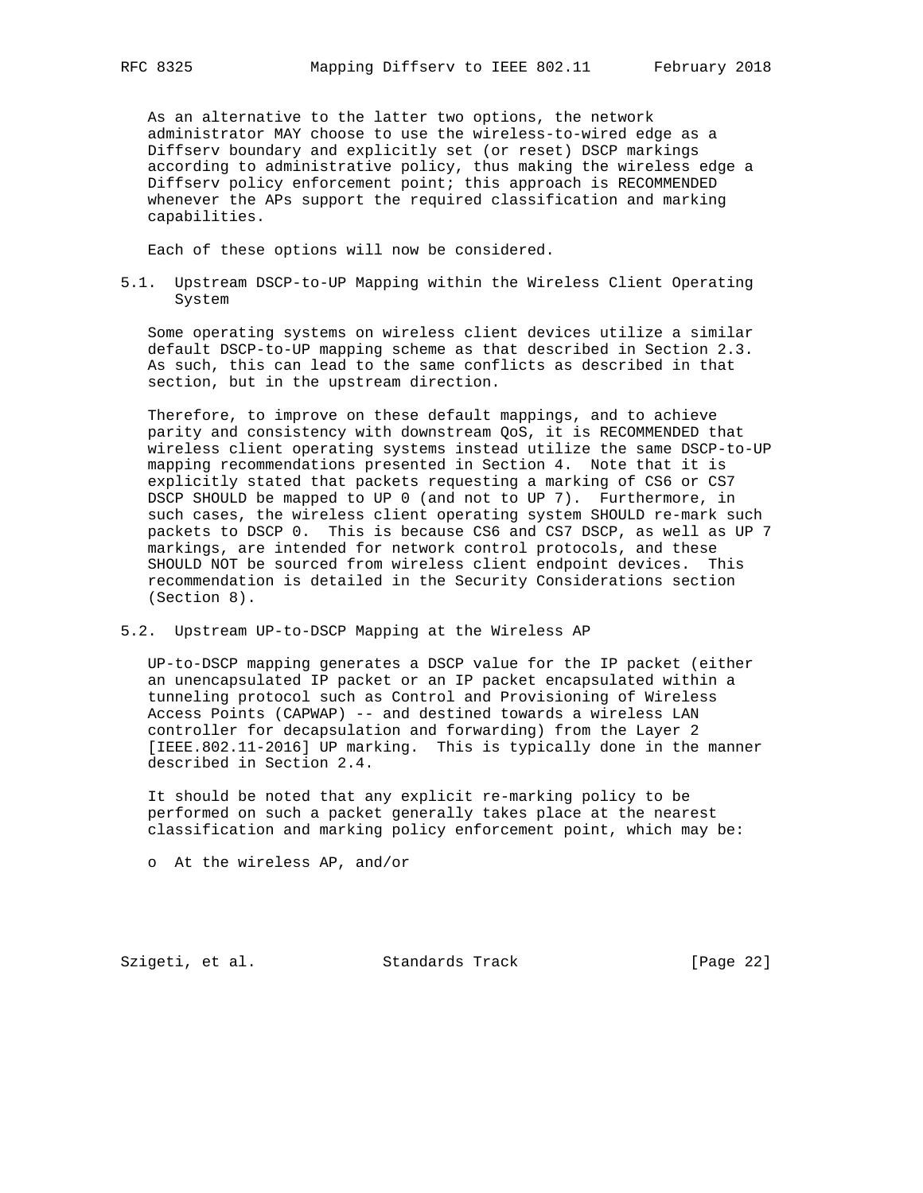As an alternative to the latter two options, the network administrator MAY choose to use the wireless-to-wired edge as a Diffserv boundary and explicitly set (or reset) DSCP markings according to administrative policy, thus making the wireless edge a Diffserv policy enforcement point; this approach is RECOMMENDED whenever the APs support the required classification and marking capabilities.

Each of these options will now be considered.

### 5.1. Upstream DSCP-to-UP Mapping within the Wireless Client Operating System

Some operating systems on wireless client devices utilize a similar default DSCP-to-UP mapping scheme as that described in Section 2.3. As such, this can lead to the same conflicts as described in that section, but in the upstream direction.

Therefore, to improve on these default mappings, and to achieve parity and consistency with downstream QoS, it is RECOMMENDED that wireless client operating systems instead utilize the same DSCP-to-UP mapping recommendations presented in Section 4. Note that it is explicitly stated that packets requesting a marking of CS6 or CS7 DSCP SHOULD be mapped to UP 0 (and not to UP 7). Furthermore, in such cases, the wireless client operating system SHOULD re-mark such packets to DSCP 0. This is because CS6 and CS7 DSCP, as well as UP 7 markings, are intended for network control protocols, and these SHOULD NOT be sourced from wireless client endpoint devices. This recommendation is detailed in the Security Considerations section (Section 8).

### 5.2. Upstream UP-to-DSCP Mapping at the Wireless AP

UP-to-DSCP mapping generates a DSCP value for the IP packet (either an unencapsulated IP packet or an IP packet encapsulated within a tunneling protocol such as Control and Provisioning of Wireless Access Points (CAPWAP) -- and destined towards a wireless LAN controller for decapsulation and forwarding) from the Layer 2 [IEEE.802.11-2016] UP marking. This is typically done in the manner described in Section 2.4.

It should be noted that any explicit re-marking policy to be performed on such a packet generally takes place at the nearest classification and marking policy enforcement point, which may be:

- At the wireless AP, and/or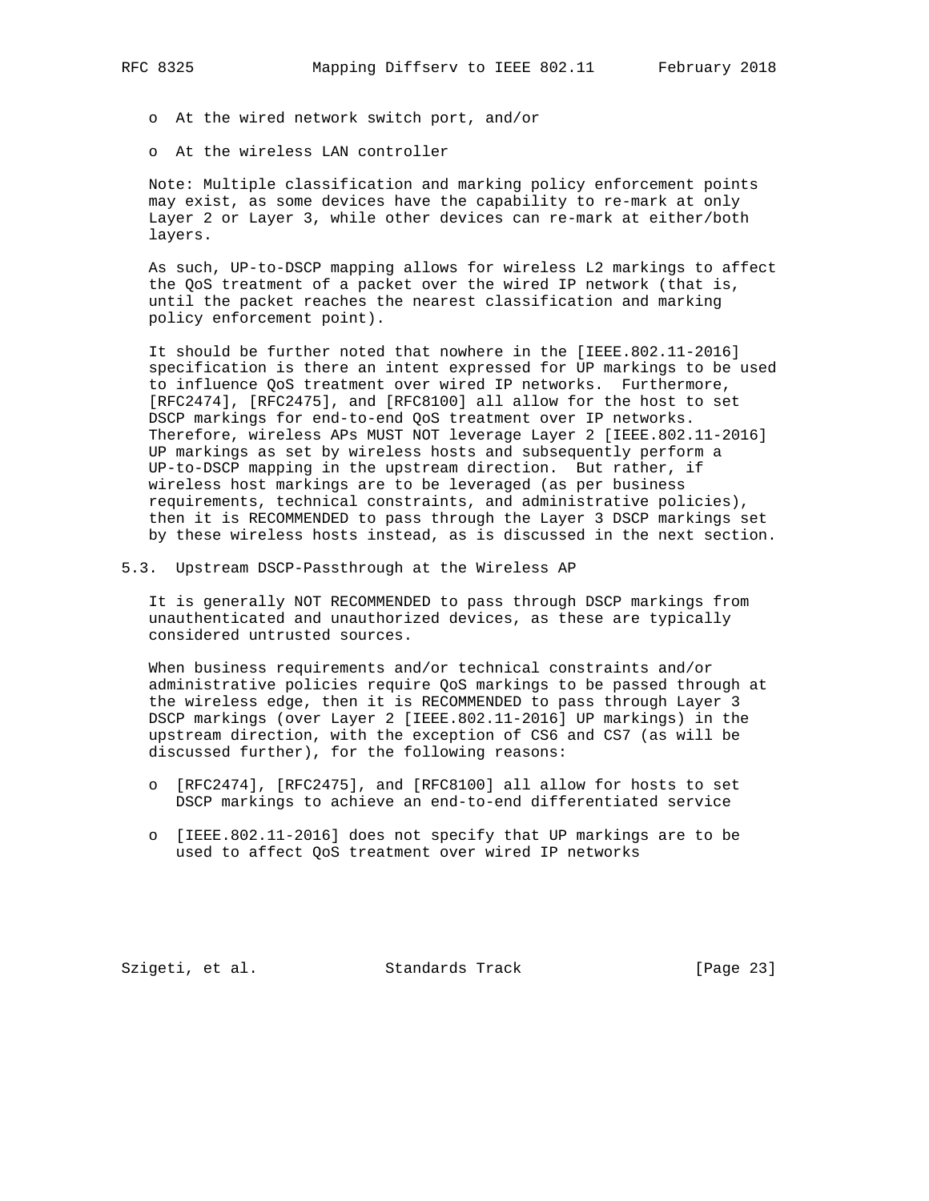- At the wired network switch port, and/or
- At the wireless LAN controller

Note: Multiple classification and marking policy enforcement points may exist, as some devices have the capability to re-mark at only Layer 2 or Layer 3, while other devices can re-mark at either/both layers.

As such, UP-to-DSCP mapping allows for wireless L2 markings to affect the QoS treatment of a packet over the wired IP network (that is, until the packet reaches the nearest classification and marking policy enforcement point).

It should be further noted that nowhere in the [IEEE.802.11-2016] specification is there an intent expressed for UP markings to be used to influence QoS treatment over wired IP networks. Furthermore, [RFC2474], [RFC2475], and [RFC8100] all allow for the host to set DSCP markings for end-to-end QoS treatment over IP networks. Therefore, wireless APs MUST NOT leverage Layer 2 [IEEE.802.11-2016] UP markings as set by wireless hosts and subsequently perform a UP-to-DSCP mapping in the upstream direction. But rather, if wireless host markings are to be leveraged (as per business requirements, technical constraints, and administrative policies), then it is RECOMMENDED to pass through the Layer 3 DSCP markings set by these wireless hosts instead, as is discussed in the next section.

### 5.3. Upstream DSCP-Passthrough at the Wireless AP

It is generally NOT RECOMMENDED to pass through DSCP markings from unauthenticated and unauthorized devices, as these are typically considered untrusted sources.

When business requirements and/or technical constraints and/or administrative policies require QoS markings to be passed through at the wireless edge, then it is RECOMMENDED to pass through Layer 3 DSCP markings (over Layer 2 [IEEE.802.11-2016] UP markings) in the upstream direction, with the exception of CS6 and CS7 (as will be discussed further), for the following reasons:

- [RFC2474], [RFC2475], and [RFC8100] all allow for hosts to set DSCP markings to achieve an end-to-end differentiated service
- [IEEE.802.11-2016] does not specify that UP markings are to be used to affect QoS treatment over wired IP networks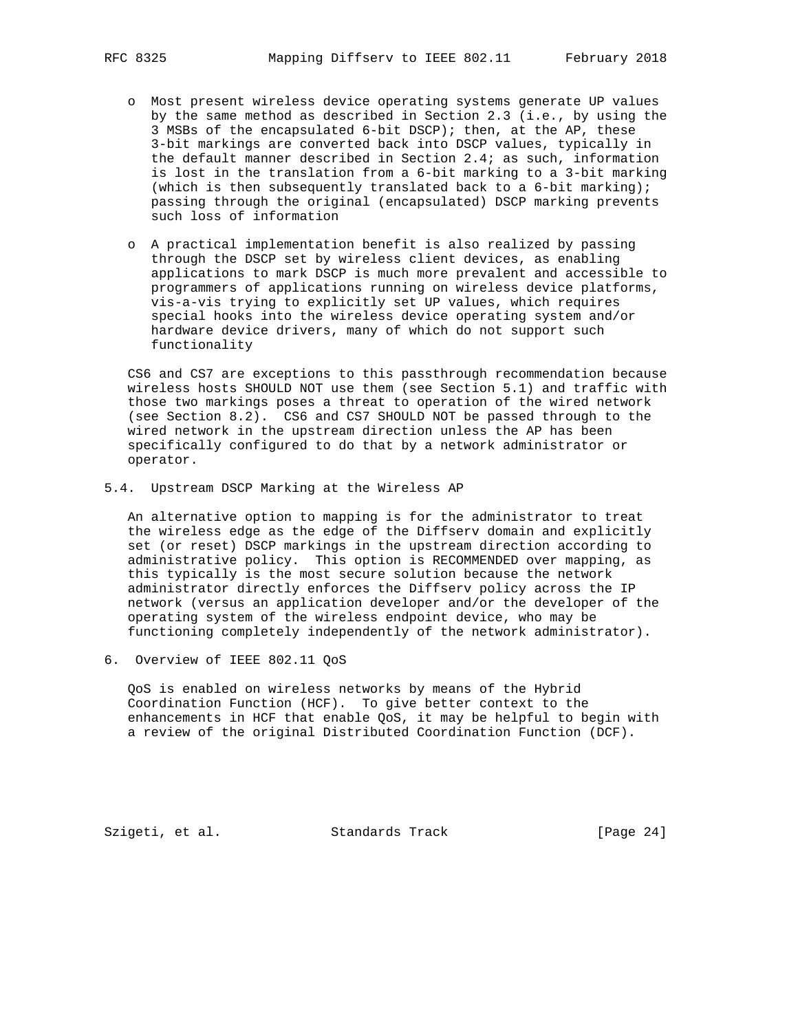- Most present wireless device operating systems generate UP values by the same method as described in Section 2.3 (i.e., by using the 3 MSBs of the encapsulated 6-bit DSCP); then, at the AP, these 3-bit markings are converted back into DSCP values, typically in the default manner described in Section 2.4; as such, information is lost in the translation from a 6-bit marking to a 3-bit marking (which is then subsequently translated back to a 6-bit marking); passing through the original (encapsulated) DSCP marking prevents such loss of information

- A practical implementation benefit is also realized by passing through the DSCP set by wireless client devices, as enabling applications to mark DSCP is much more prevalent and accessible to programmers of applications running on wireless device platforms, vis-a-vis trying to explicitly set UP values, which requires special hooks into the wireless device operating system and/or hardware device drivers, many of which do not support such functionality

CS6 and CS7 are exceptions to this passthrough recommendation because wireless hosts SHOULD NOT use them (see Section 5.1) and traffic with those two markings poses a threat to operation of the wired network (see Section 8.2). CS6 and CS7 SHOULD NOT be passed through to the wired network in the upstream direction unless the AP has been specifically configured to do that by a network administrator or operator.

### 5.4. Upstream DSCP Marking at the Wireless AP

An alternative option to mapping is for the administrator to treat the wireless edge as the edge of the Diffserv domain and explicitly set (or reset) DSCP markings in the upstream direction according to administrative policy. This option is RECOMMENDED over mapping, as this typically is the most secure solution because the network administrator directly enforces the Diffserv policy across the IP network (versus an application developer and/or the developer of the operating system of the wireless endpoint device, who may be functioning completely independently of the network administrator).

## 6. Overview of IEEE 802.11 QoS

QoS is enabled on wireless networks by means of the Hybrid Coordination Function (HCF). To give better context to the enhancements in HCF that enable QoS, it may be helpful to begin with a review of the original Distributed Coordination Function (DCF).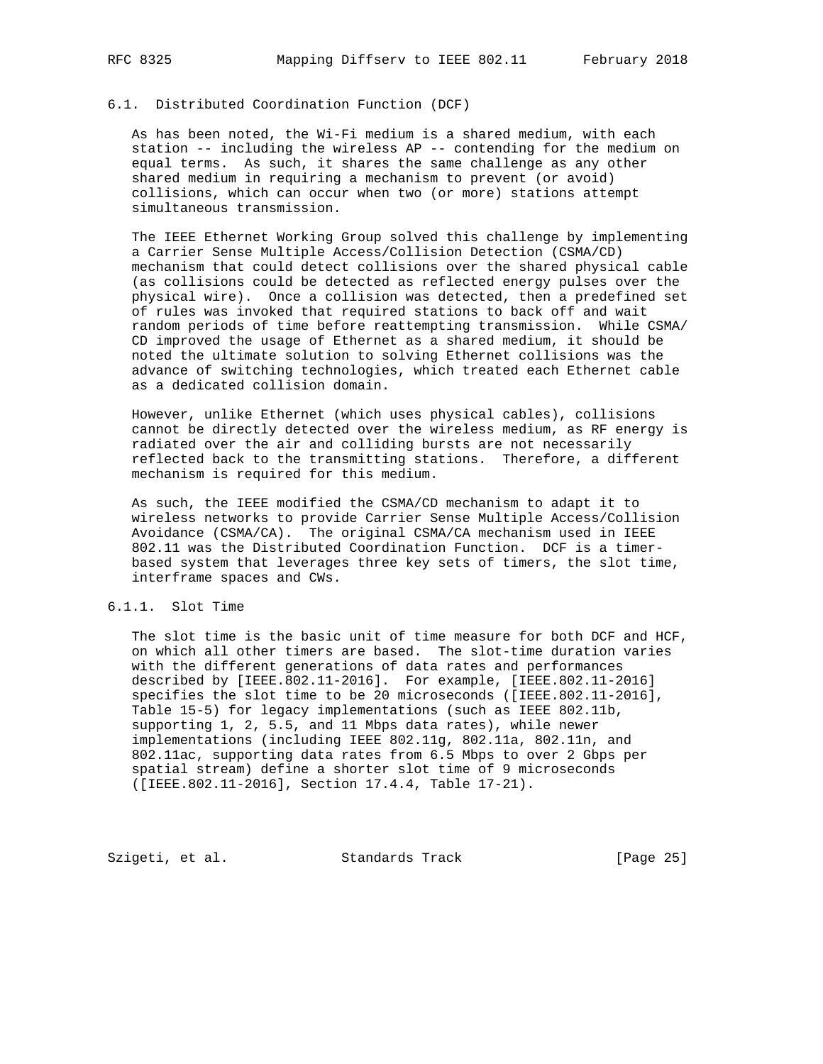### 6.1. Distributed Coordination Function (DCF)

As has been noted, the Wi-Fi medium is a shared medium, with each station -- including the wireless AP -- contending for the medium on equal terms. As such, it shares the same challenge as any other shared medium in requiring a mechanism to prevent (or avoid) collisions, which can occur when two (or more) stations attempt simultaneous transmission.

The IEEE Ethernet Working Group solved this challenge by implementing a Carrier Sense Multiple Access/Collision Detection (CSMA/CD) mechanism that could detect collisions over the shared physical cable (as collisions could be detected as reflected energy pulses over the physical wire). Once a collision was detected, then a predefined set of rules was invoked that required stations to back off and wait random periods of time before reattempting transmission. While CSMA/CD improved the usage of Ethernet as a shared medium, it should be noted the ultimate solution to solving Ethernet collisions was the advance of switching technologies, which treated each Ethernet cable as a dedicated collision domain.

However, unlike Ethernet (which uses physical cables), collisions cannot be directly detected over the wireless medium, as RF energy is radiated over the air and colliding bursts are not necessarily reflected back to the transmitting stations. Therefore, a different mechanism is required for this medium.

As such, the IEEE modified the CSMA/CD mechanism to adapt it to wireless networks to provide Carrier Sense Multiple Access/Collision Avoidance (CSMA/CA). The original CSMA/CA mechanism used in IEEE 802.11 was the Distributed Coordination Function. DCF is a timer-based system that leverages three key sets of timers, the slot time, interframe spaces and CWs.

#### 6.1.1. Slot Time

The slot time is the basic unit of time measure for both DCF and HCF, on which all other timers are based. The slot-time duration varies with the different generations of data rates and performances described by [IEEE.802.11-2016]. For example, [IEEE.802.11-2016] specifies the slot time to be 20 microseconds ([IEEE.802.11-2016], Table 15-5) for legacy implementations (such as IEEE 802.11b, supporting 1, 2, 5.5, and 11 Mbps data rates), while newer implementations (including IEEE 802.11g, 802.11a, 802.11n, and 802.11ac, supporting data rates from 6.5 Mbps to over 2 Gbps per spatial stream) define a shorter slot time of 9 microseconds ([IEEE.802.11-2016], Section 17.4.4, Table 17-21).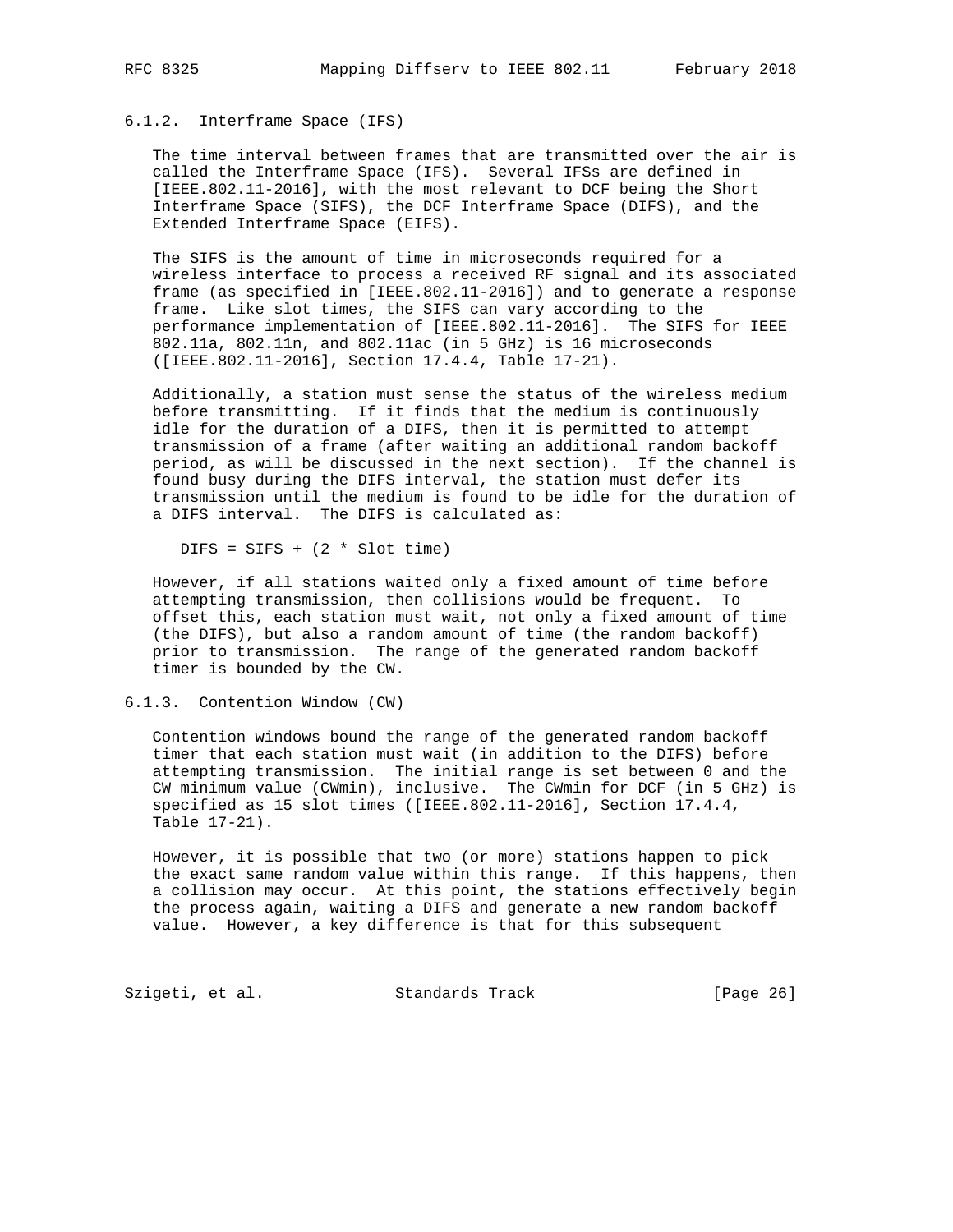#### 6.1.2. Interframe Space (IFS)

The time interval between frames that are transmitted over the air is called the Interframe Space (IFS). Several IFSs are defined in [IEEE.802.11-2016], with the most relevant to DCF being the Short Interframe Space (SIFS), the DCF Interframe Space (DIFS), and the Extended Interframe Space (EIFS).

The SIFS is the amount of time in microseconds required for a wireless interface to process a received RF signal and its associated frame (as specified in [IEEE.802.11-2016]) and to generate a response frame. Like slot times, the SIFS can vary according to the performance implementation of [IEEE.802.11-2016]. The SIFS for IEEE 802.11a, 802.11n, and 802.11ac (in 5 GHz) is 16 microseconds ([IEEE.802.11-2016], Section 17.4.4, Table 17-21).

Additionally, a station must sense the status of the wireless medium before transmitting. If it finds that the medium is continuously idle for the duration of a DIFS, then it is permitted to attempt transmission of a frame (after waiting an additional random backoff period, as will be discussed in the next section). If the channel is found busy during the DIFS interval, the station must defer its transmission until the medium is found to be idle for the duration of a DIFS interval. The DIFS is calculated as:

$$DIFS = SIFS + (2 * \text{Slot time})$$

However, if all stations waited only a fixed amount of time before attempting transmission, then collisions would be frequent. To offset this, each station must wait, not only a fixed amount of time (the DIFS), but also a random amount of time (the random backoff) prior to transmission. The range of the generated random backoff timer is bounded by the CW.

#### 6.1.3. Contention Window (CW)

Contention windows bound the range of the generated random backoff timer that each station must wait (in addition to the DIFS) before attempting transmission. The initial range is set between 0 and the CW minimum value (CWmin), inclusive. The CWmin for DCF (in 5 GHz) is specified as 15 slot times ([IEEE.802.11-2016], Section 17.4.4, Table 17-21).

However, it is possible that two (or more) stations happen to pick the exact same random value within this range. If this happens, then a collision may occur. At this point, the stations effectively begin the process again, waiting a DIFS and generate a new random backoff value. However, a key difference is that for this subsequent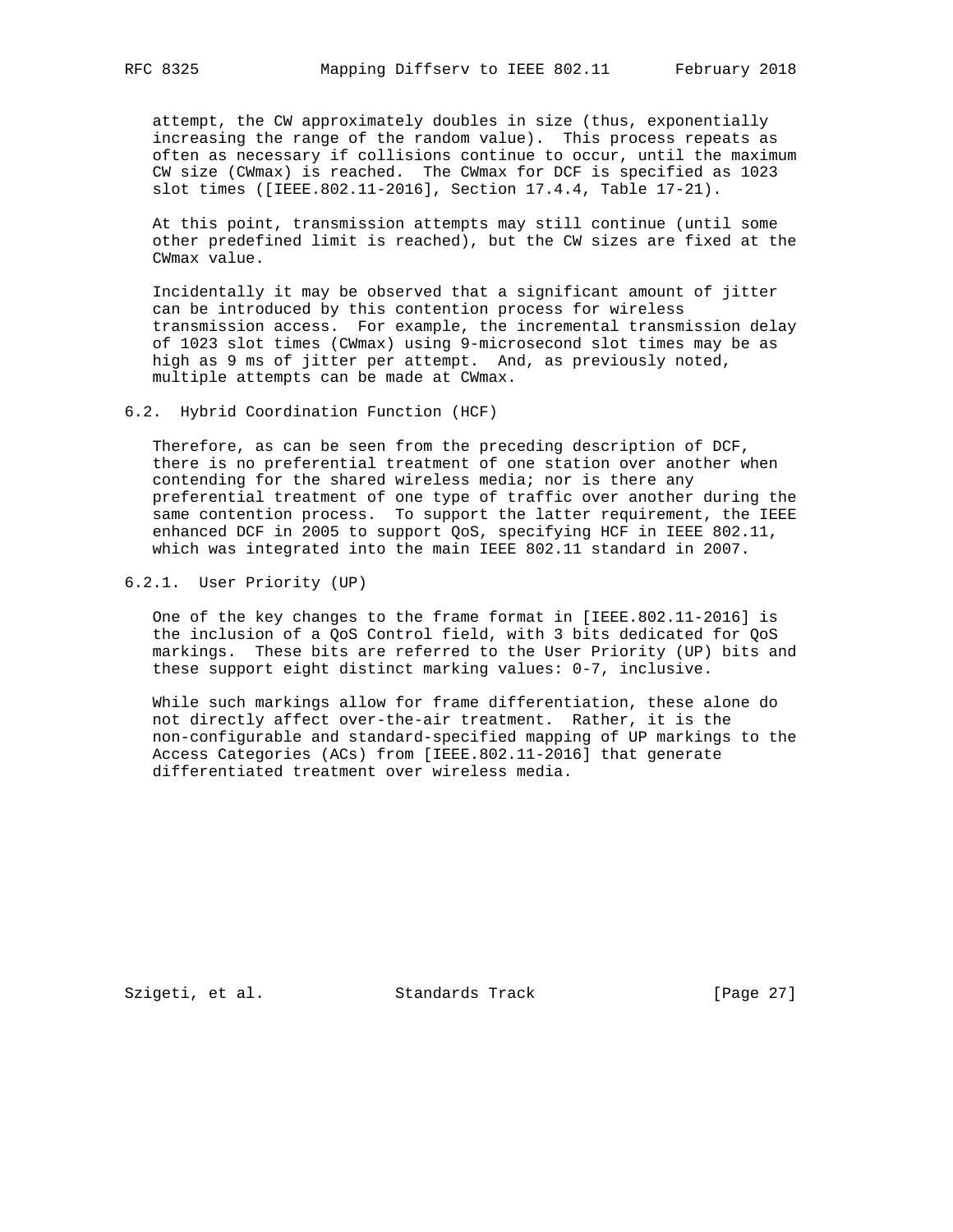attempt, the CW approximately doubles in size (thus, exponentially increasing the range of the random value). This process repeats as often as necessary if collisions continue to occur, until the maximum CW size (CWmax) is reached. The CWmax for DCF is specified as 1023 slot times ([IEEE.802.11-2016], Section 17.4.4, Table 17-21).

At this point, transmission attempts may still continue (until some other predefined limit is reached), but the CW sizes are fixed at the CWmax value.

Incidentally it may be observed that a significant amount of jitter can be introduced by this contention process for wireless transmission access. For example, the incremental transmission delay of 1023 slot times (CWmax) using 9-microsecond slot times may be as high as 9 ms of jitter per attempt. And, as previously noted, multiple attempts can be made at CWmax.

### 6.2. Hybrid Coordination Function (HCF)

Therefore, as can be seen from the preceding description of DCF, there is no preferential treatment of one station over another when contending for the shared wireless media; nor is there any preferential treatment of one type of traffic over another during the same contention process. To support the latter requirement, the IEEE enhanced DCF in 2005 to support QoS, specifying HCF in IEEE 802.11, which was integrated into the main IEEE 802.11 standard in 2007.

#### 6.2.1. User Priority (UP)

One of the key changes to the frame format in [IEEE.802.11-2016] is the inclusion of a QoS Control field, with 3 bits dedicated for QoS markings. These bits are referred to the User Priority (UP) bits and these support eight distinct marking values: 0-7, inclusive.

While such markings allow for frame differentiation, these alone do not directly affect over-the-air treatment. Rather, it is the non-configurable and standard-specified mapping of UP markings to the Access Categories (ACs) from [IEEE.802.11-2016] that generate differentiated treatment over wireless media.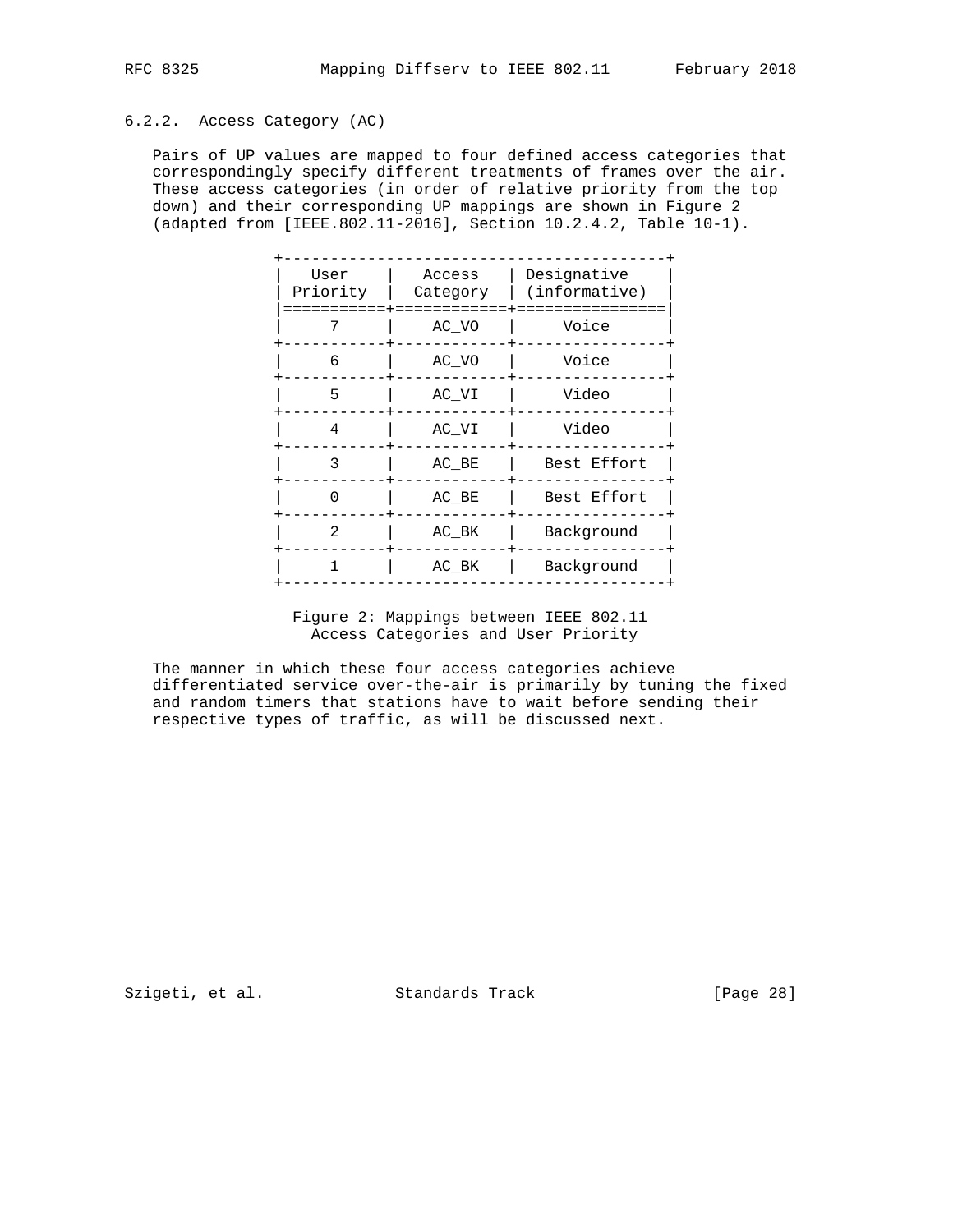### 6.2.2. Access Category (AC)

Pairs of UP values are mapped to four defined access categories that correspondingly specify different treatments of frames over the air. These access categories (in order of relative priority from the top down) and their corresponding UP mappings are shown in Figure 2 (adapted from [IEEE.802.11-2016], Section 10.2.4.2, Table 10-1).

| User Priority | Access Category | Designative (informative) |
|---|---|---|
| 7 | AC_VO | Voice |
| 6 | AC_VO | Voice |
| 5 | AC_VI | Video |
| 4 | AC_VI | Video |
| 3 | AC_BE | Best Effort |
| 0 | AC_BE | Best Effort |
| 2 | AC_BK | Background |
| 1 | AC_BK | Background |

Figure 2: Mappings between IEEE 802.11 Access Categories and User Priority

The manner in which these four access categories achieve differentiated service over-the-air is primarily by tuning the fixed and random timers that stations have to wait before sending their respective types of traffic, as will be discussed next.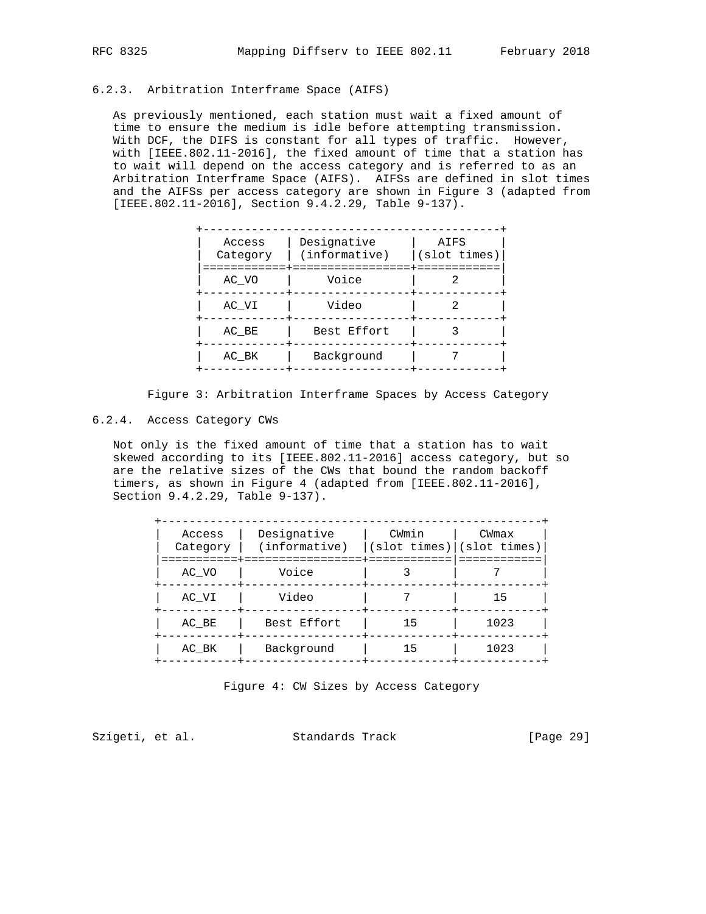### 6.2.3. Arbitration Interframe Space (AIFS)

As previously mentioned, each station must wait a fixed amount of time to ensure the medium is idle before attempting transmission. With DCF, the DIFS is constant for all types of traffic. However, with [IEEE.802.11-2016], the fixed amount of time that a station has to wait will depend on the access category and is referred to as an Arbitration Interframe Space (AIFS). AIFSs are defined in slot times and the AIFSs per access category are shown in Figure 3 (adapted from [IEEE.802.11-2016], Section 9.4.2.29, Table 9-137).

| Access Category | Designative (informative) | AIFS (slot times) |
| --- | --- | --- |
| AC_VO | Voice | 2 |
| AC_VI | Video | 2 |
| AC_BE | Best Effort | 3 |
| AC_BK | Background | 7 |

Figure 3: Arbitration Interframe Spaces by Access Category

### 6.2.4. Access Category CWs

Not only is the fixed amount of time that a station has to wait skewed according to its [IEEE.802.11-2016] access category, but so are the relative sizes of the CWs that bound the random backoff timers, as shown in Figure 4 (adapted from [IEEE.802.11-2016], Section 9.4.2.29, Table 9-137).

| Access Category | Designative (informative) | CWmin (slot times) | CWmax (slot times) |
| --- | --- | --- | --- |
| AC_VO | Voice | 3 | 7 |
| AC_VI | Video | 7 | 15 |
| AC_BE | Best Effort | 15 | 1023 |
| AC_BK | Background | 15 | 1023 |

Figure 4: CW Sizes by Access Category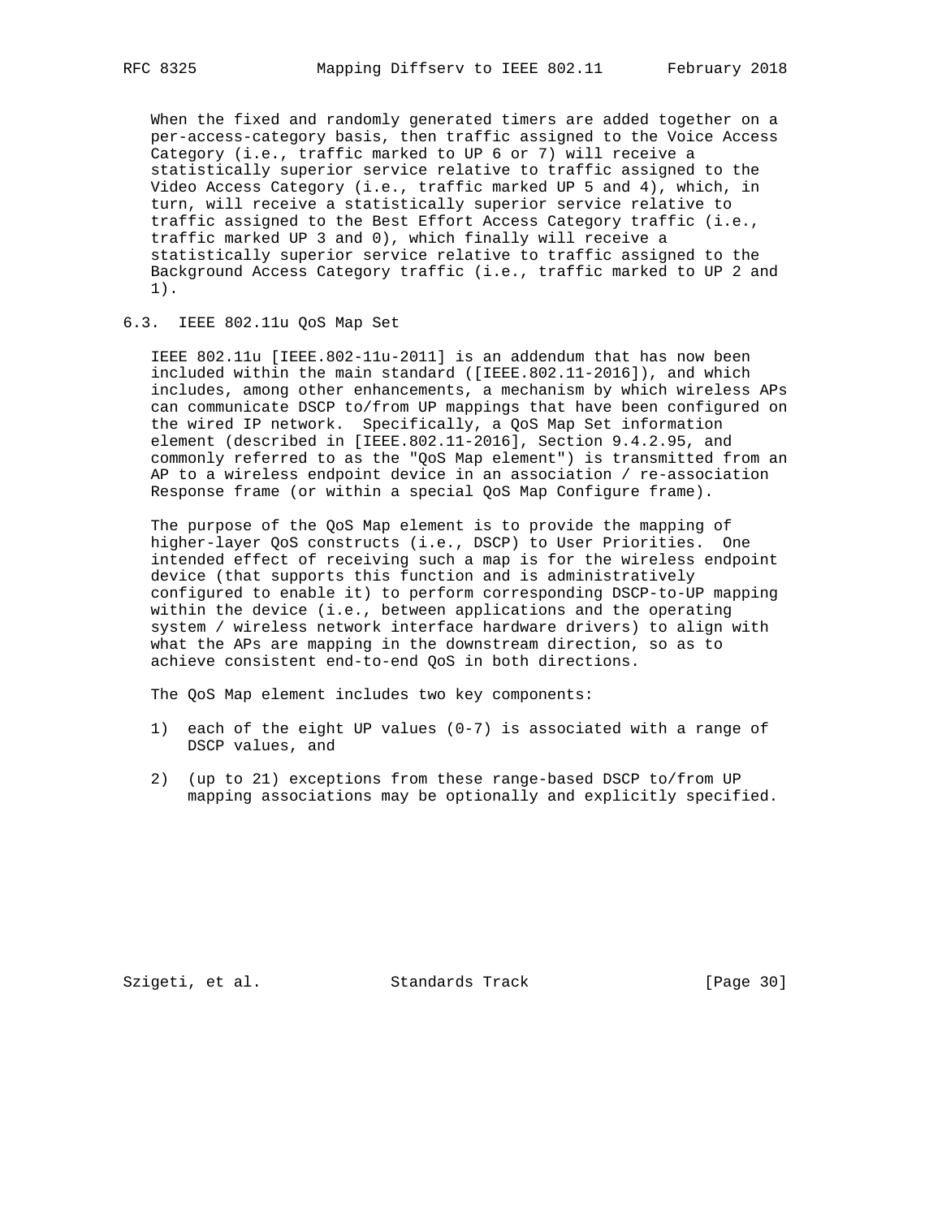When the fixed and randomly generated timers are added together on a per-access-category basis, then traffic assigned to the Voice Access Category (i.e., traffic marked to UP 6 or 7) will receive a statistically superior service relative to traffic assigned to the Video Access Category (i.e., traffic marked UP 5 and 4), which, in turn, will receive a statistically superior service relative to traffic assigned to the Best Effort Access Category traffic (i.e., traffic marked UP 3 and 0), which finally will receive a statistically superior service relative to traffic assigned to the Background Access Category traffic (i.e., traffic marked to UP 2 and 1).

### 6.3. IEEE 802.11u QoS Map Set

IEEE 802.11u [IEEE.802-11u-2011] is an addendum that has now been included within the main standard ([IEEE.802.11-2016]), and which includes, among other enhancements, a mechanism by which wireless APs can communicate DSCP to/from UP mappings that have been configured on the wired IP network. Specifically, a QoS Map Set information element (described in [IEEE.802.11-2016], Section 9.4.2.95, and commonly referred to as the "QoS Map element") is transmitted from an AP to a wireless endpoint device in an association / re-association Response frame (or within a special QoS Map Configure frame).

The purpose of the QoS Map element is to provide the mapping of higher-layer QoS constructs (i.e., DSCP) to User Priorities. One intended effect of receiving such a map is for the wireless endpoint device (that supports this function and is administratively configured to enable it) to perform corresponding DSCP-to-UP mapping within the device (i.e., between applications and the operating system / wireless network interface hardware drivers) to align with what the APs are mapping in the downstream direction, so as to achieve consistent end-to-end QoS in both directions.

The QoS Map element includes two key components:

1) each of the eight UP values (0-7) is associated with a range of DSCP values, and

2) (up to 21) exceptions from these range-based DSCP to/from UP mapping associations may be optionally and explicitly specified.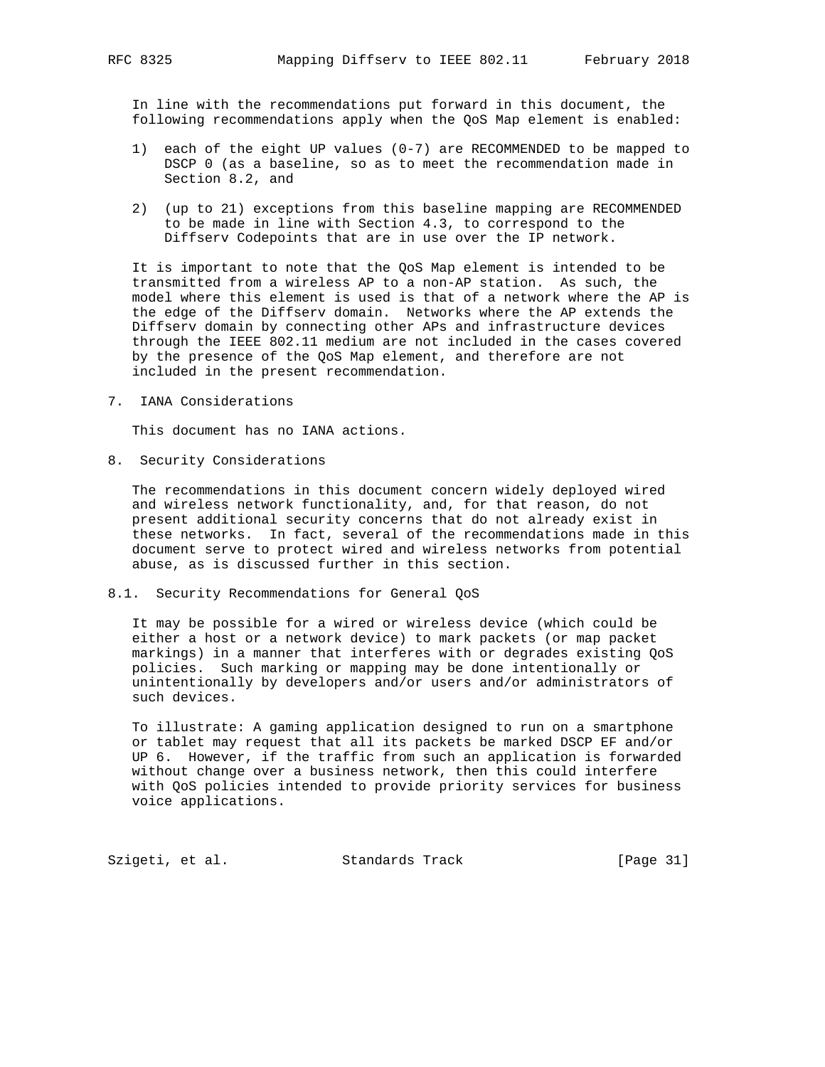In line with the recommendations put forward in this document, the following recommendations apply when the QoS Map element is enabled:

1) each of the eight UP values (0-7) are RECOMMENDED to be mapped to DSCP 0 (as a baseline, so as to meet the recommendation made in Section 8.2, and

2) (up to 21) exceptions from this baseline mapping are RECOMMENDED to be made in line with Section 4.3, to correspond to the Diffserv Codepoints that are in use over the IP network.

It is important to note that the QoS Map element is intended to be transmitted from a wireless AP to a non-AP station. As such, the model where this element is used is that of a network where the AP is the edge of the Diffserv domain. Networks where the AP extends the Diffserv domain by connecting other APs and infrastructure devices through the IEEE 802.11 medium are not included in the cases covered by the presence of the QoS Map element, and therefore are not included in the present recommendation.

## 7. IANA Considerations

This document has no IANA actions.

## 8. Security Considerations

The recommendations in this document concern widely deployed wired and wireless network functionality, and, for that reason, do not present additional security concerns that do not already exist in these networks. In fact, several of the recommendations made in this document serve to protect wired and wireless networks from potential abuse, as is discussed further in this section.

### 8.1. Security Recommendations for General QoS

It may be possible for a wired or wireless device (which could be either a host or a network device) to mark packets (or map packet markings) in a manner that interferes with or degrades existing QoS policies. Such marking or mapping may be done intentionally or unintentionally by developers and/or users and/or administrators of such devices.

To illustrate: A gaming application designed to run on a smartphone or tablet may request that all its packets be marked DSCP EF and/or UP 6. However, if the traffic from such an application is forwarded without change over a business network, then this could interfere with QoS policies intended to provide priority services for business voice applications.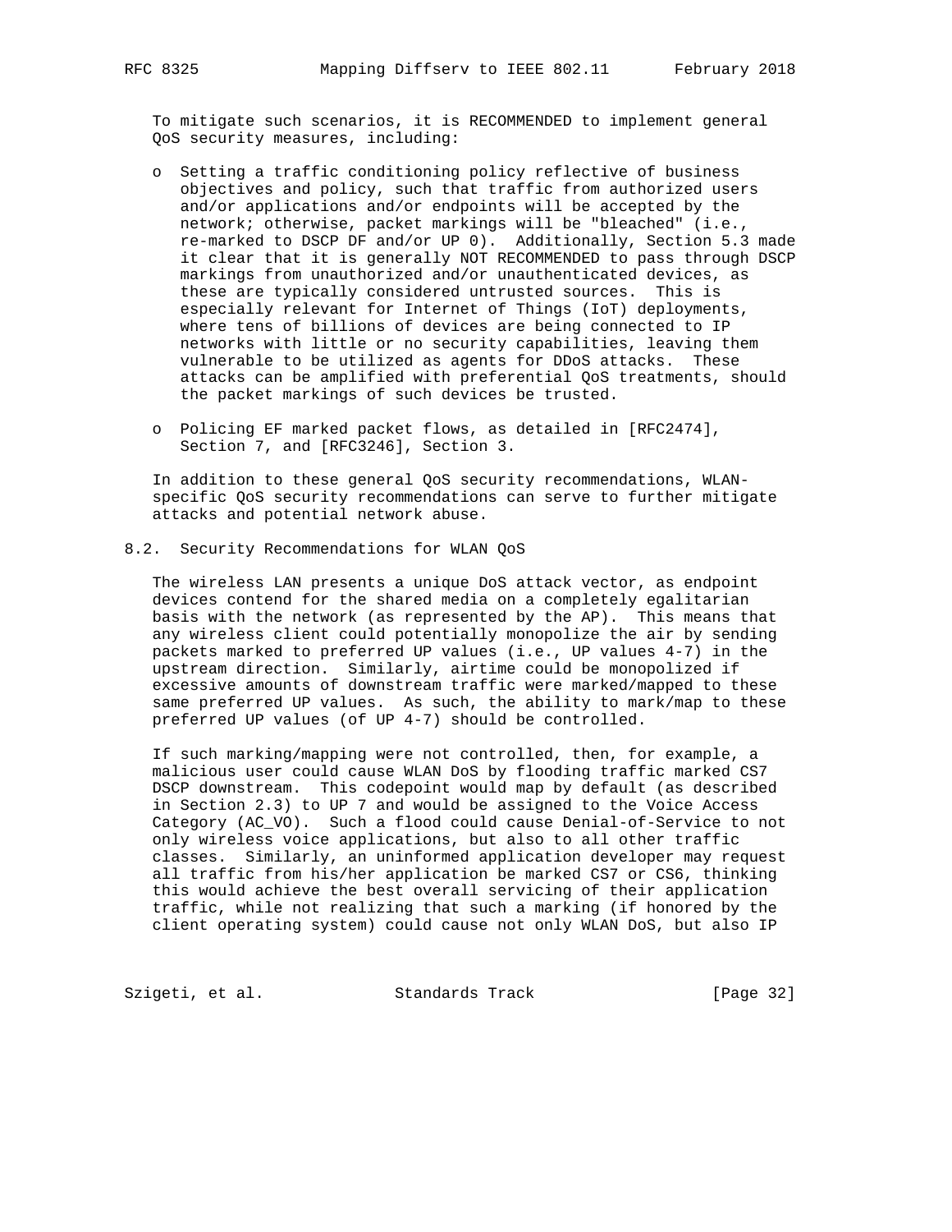To mitigate such scenarios, it is RECOMMENDED to implement general QoS security measures, including:

- Setting a traffic conditioning policy reflective of business objectives and policy, such that traffic from authorized users and/or applications and/or endpoints will be accepted by the network; otherwise, packet markings will be "bleached" (i.e., re-marked to DSCP DF and/or UP 0). Additionally, Section 5.3 made it clear that it is generally NOT RECOMMENDED to pass through DSCP markings from unauthorized and/or unauthenticated devices, as these are typically considered untrusted sources. This is especially relevant for Internet of Things (IoT) deployments, where tens of billions of devices are being connected to IP networks with little or no security capabilities, leaving them vulnerable to be utilized as agents for DDoS attacks. These attacks can be amplified with preferential QoS treatments, should the packet markings of such devices be trusted.

- Policing EF marked packet flows, as detailed in [RFC2474], Section 7, and [RFC3246], Section 3.

In addition to these general QoS security recommendations, WLAN-specific QoS security recommendations can serve to further mitigate attacks and potential network abuse.

## 8.2. Security Recommendations for WLAN QoS

The wireless LAN presents a unique DoS attack vector, as endpoint devices contend for the shared media on a completely egalitarian basis with the network (as represented by the AP). This means that any wireless client could potentially monopolize the air by sending packets marked to preferred UP values (i.e., UP values 4-7) in the upstream direction. Similarly, airtime could be monopolized if excessive amounts of downstream traffic were marked/mapped to these same preferred UP values. As such, the ability to mark/map to these preferred UP values (of UP 4-7) should be controlled.

If such marking/mapping were not controlled, then, for example, a malicious user could cause WLAN DoS by flooding traffic marked CS7 DSCP downstream. This codepoint would map by default (as described in Section 2.3) to UP 7 and would be assigned to the Voice Access Category (AC_VO). Such a flood could cause Denial-of-Service to not only wireless voice applications, but also to all other traffic classes. Similarly, an uninformed application developer may request all traffic from his/her application be marked CS7 or CS6, thinking this would achieve the best overall servicing of their application traffic, while not realizing that such a marking (if honored by the client operating system) could cause not only WLAN DoS, but also IP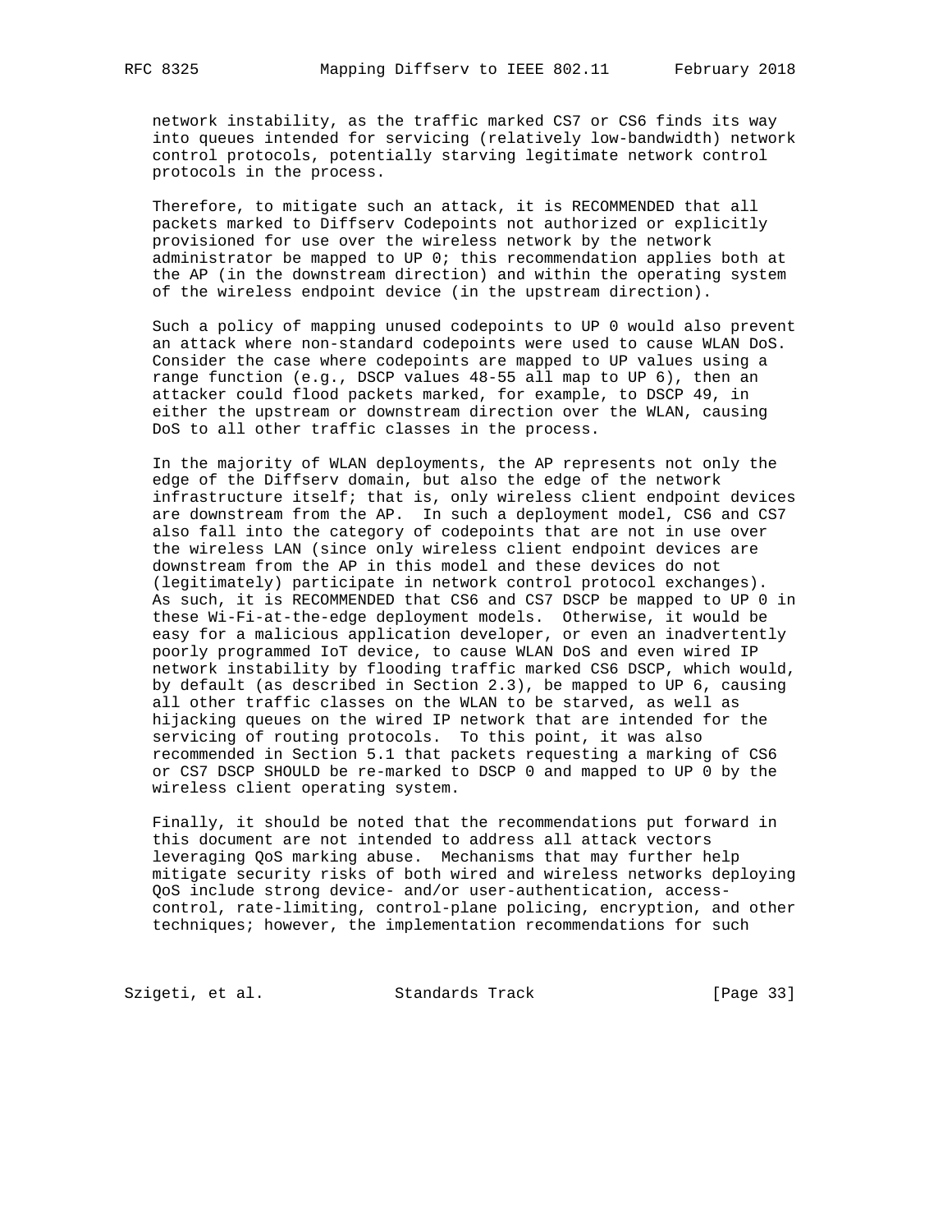network instability, as the traffic marked CS7 or CS6 finds its way into queues intended for servicing (relatively low-bandwidth) network control protocols, potentially starving legitimate network control protocols in the process.

Therefore, to mitigate such an attack, it is RECOMMENDED that all packets marked to Diffserv Codepoints not authorized or explicitly provisioned for use over the wireless network by the network administrator be mapped to UP 0; this recommendation applies both at the AP (in the downstream direction) and within the operating system of the wireless endpoint device (in the upstream direction).

Such a policy of mapping unused codepoints to UP 0 would also prevent an attack where non-standard codepoints were used to cause WLAN DoS. Consider the case where codepoints are mapped to UP values using a range function (e.g., DSCP values 48-55 all map to UP 6), then an attacker could flood packets marked, for example, to DSCP 49, in either the upstream or downstream direction over the WLAN, causing DoS to all other traffic classes in the process.

In the majority of WLAN deployments, the AP represents not only the edge of the Diffserv domain, but also the edge of the network infrastructure itself; that is, only wireless client endpoint devices are downstream from the AP. In such a deployment model, CS6 and CS7 also fall into the category of codepoints that are not in use over the wireless LAN (since only wireless client endpoint devices are downstream from the AP in this model and these devices do not (legitimately) participate in network control protocol exchanges). As such, it is RECOMMENDED that CS6 and CS7 DSCP be mapped to UP 0 in these Wi-Fi-at-the-edge deployment models. Otherwise, it would be easy for a malicious application developer, or even an inadvertently poorly programmed IoT device, to cause WLAN DoS and even wired IP network instability by flooding traffic marked CS6 DSCP, which would, by default (as described in Section 2.3), be mapped to UP 6, causing all other traffic classes on the WLAN to be starved, as well as hijacking queues on the wired IP network that are intended for the servicing of routing protocols. To this point, it was also recommended in Section 5.1 that packets requesting a marking of CS6 or CS7 DSCP SHOULD be re-marked to DSCP 0 and mapped to UP 0 by the wireless client operating system.

Finally, it should be noted that the recommendations put forward in this document are not intended to address all attack vectors leveraging QoS marking abuse. Mechanisms that may further help mitigate security risks of both wired and wireless networks deploying QoS include strong device- and/or user-authentication, access-control, rate-limiting, control-plane policing, encryption, and other techniques; however, the implementation recommendations for such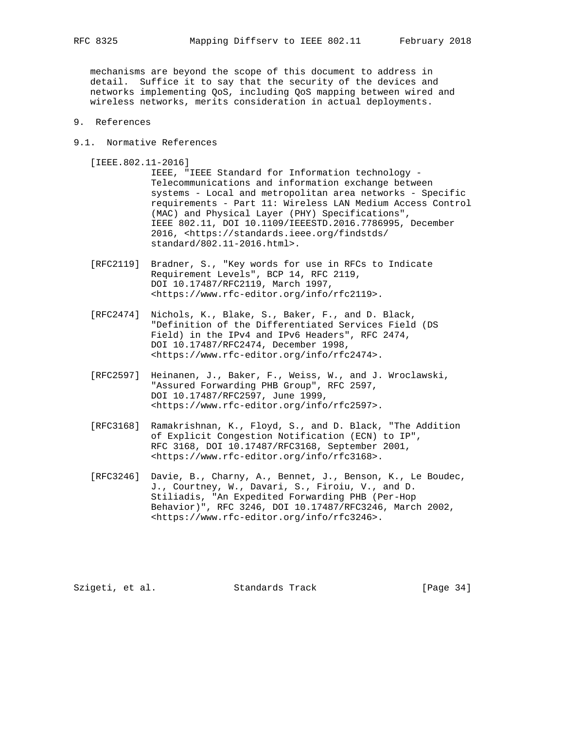mechanisms are beyond the scope of this document to address in detail. Suffice it to say that the security of the devices and networks implementing QoS, including QoS mapping between wired and wireless networks, merits consideration in actual deployments.

# 9. References

## 9.1. Normative References

[IEEE.802.11-2016]
IEEE, "IEEE Standard for Information technology - Telecommunications and information exchange between systems - Local and metropolitan area networks - Specific requirements - Part 11: Wireless LAN Medium Access Control (MAC) and Physical Layer (PHY) Specifications", IEEE 802.11, DOI 10.1109/IEEESTD.2016.7786995, December 2016, <https://standards.ieee.org/findstds/standard/802.11-2016.html>.

[RFC2119] Bradner, S., "Key words for use in RFCs to Indicate Requirement Levels", BCP 14, RFC 2119, DOI 10.17487/RFC2119, March 1997, <https://www.rfc-editor.org/info/rfc2119>.

[RFC2474] Nichols, K., Blake, S., Baker, F., and D. Black, "Definition of the Differentiated Services Field (DS Field) in the IPv4 and IPv6 Headers", RFC 2474, DOI 10.17487/RFC2474, December 1998, <https://www.rfc-editor.org/info/rfc2474>.

[RFC2597] Heinanen, J., Baker, F., Weiss, W., and J. Wroclawski, "Assured Forwarding PHB Group", RFC 2597, DOI 10.17487/RFC2597, June 1999, <https://www.rfc-editor.org/info/rfc2597>.

[RFC3168] Ramakrishnan, K., Floyd, S., and D. Black, "The Addition of Explicit Congestion Notification (ECN) to IP", RFC 3168, DOI 10.17487/RFC3168, September 2001, <https://www.rfc-editor.org/info/rfc3168>.

[RFC3246] Davie, B., Charny, A., Bennet, J., Benson, K., Le Boudec, J., Courtney, W., Davari, S., Firoiu, V., and D. Stiliadis, "An Expedited Forwarding PHB (Per-Hop Behavior)", RFC 3246, DOI 10.17487/RFC3246, March 2002, <https://www.rfc-editor.org/info/rfc3246>.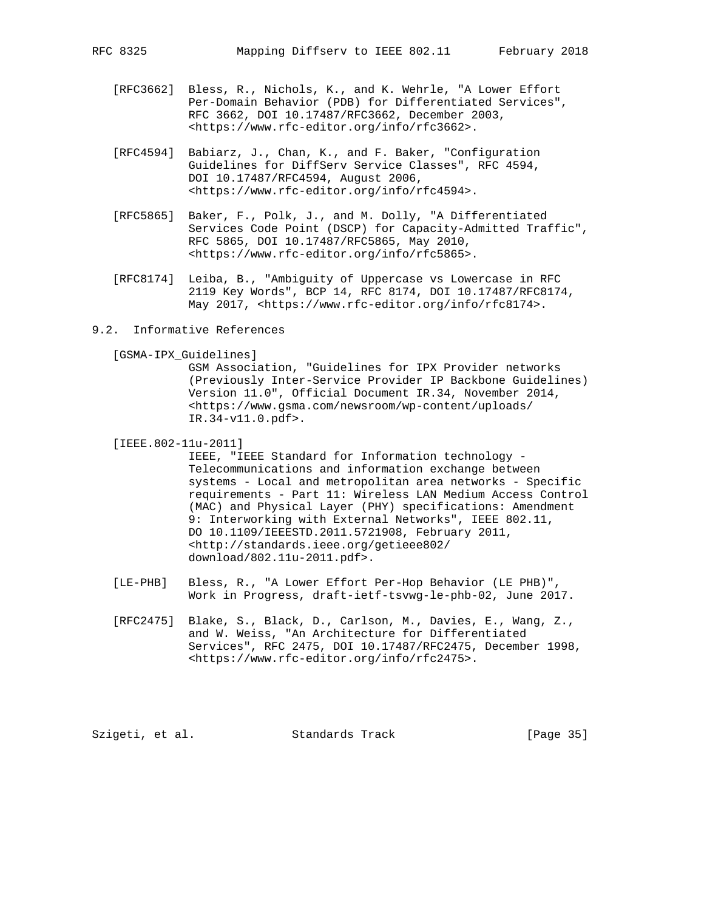[RFC3662] Bless, R., Nichols, K., and K. Wehrle, "A Lower Effort Per-Domain Behavior (PDB) for Differentiated Services", RFC 3662, DOI 10.17487/RFC3662, December 2003, <https://www.rfc-editor.org/info/rfc3662>.

[RFC4594] Babiarz, J., Chan, K., and F. Baker, "Configuration Guidelines for DiffServ Service Classes", RFC 4594, DOI 10.17487/RFC4594, August 2006, <https://www.rfc-editor.org/info/rfc4594>.

[RFC5865] Baker, F., Polk, J., and M. Dolly, "A Differentiated Services Code Point (DSCP) for Capacity-Admitted Traffic", RFC 5865, DOI 10.17487/RFC5865, May 2010, <https://www.rfc-editor.org/info/rfc5865>.

[RFC8174] Leiba, B., "Ambiguity of Uppercase vs Lowercase in RFC 2119 Key Words", BCP 14, RFC 8174, DOI 10.17487/RFC8174, May 2017, <https://www.rfc-editor.org/info/rfc8174>.

## 9.2. Informative References

[GSMA-IPX_Guidelines] GSM Association, "Guidelines for IPX Provider networks (Previously Inter-Service Provider IP Backbone Guidelines) Version 11.0", Official Document IR.34, November 2014, <https://www.gsma.com/newsroom/wp-content/uploads/IR.34-v11.0.pdf>.

[IEEE.802-11u-2011] IEEE, "IEEE Standard for Information technology - Telecommunications and information exchange between systems - Local and metropolitan area networks - Specific requirements - Part 11: Wireless LAN Medium Access Control (MAC) and Physical Layer (PHY) specifications: Amendment 9: Interworking with External Networks", IEEE 802.11, DO 10.1109/IEEESTD.2011.5721908, February 2011, <http://standards.ieee.org/getieee802/download/802.11u-2011.pdf>.

[LE-PHB] Bless, R., "A Lower Effort Per-Hop Behavior (LE PHB)", Work in Progress, draft-ietf-tsvwg-le-phb-02, June 2017.

[RFC2475] Blake, S., Black, D., Carlson, M., Davies, E., Wang, Z., and W. Weiss, "An Architecture for Differentiated Services", RFC 2475, DOI 10.17487/RFC2475, December 1998, <https://www.rfc-editor.org/info/rfc2475>.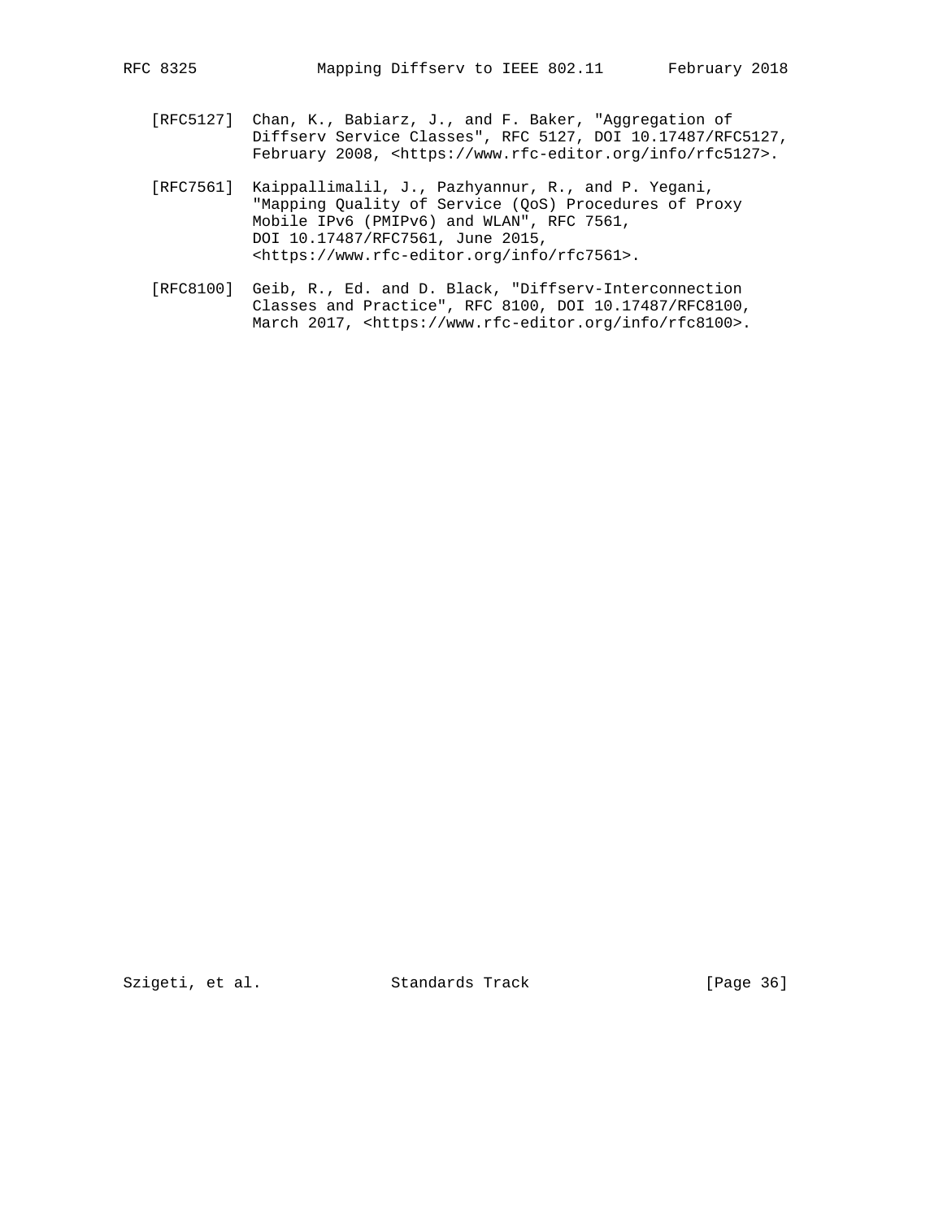[RFC5127] Chan, K., Babiarz, J., and F. Baker, "Aggregation of Diffserv Service Classes", RFC 5127, DOI 10.17487/RFC5127, February 2008, <https://www.rfc-editor.org/info/rfc5127>.

[RFC7561] Kaippallimalil, J., Pazhyannur, R., and P. Yegani, "Mapping Quality of Service (QoS) Procedures of Proxy Mobile IPv6 (PMIPv6) and WLAN", RFC 7561, DOI 10.17487/RFC7561, June 2015, <https://www.rfc-editor.org/info/rfc7561>.

[RFC8100] Geib, R., Ed. and D. Black, "Diffserv-Interconnection Classes and Practice", RFC 8100, DOI 10.17487/RFC8100, March 2017, <https://www.rfc-editor.org/info/rfc8100>.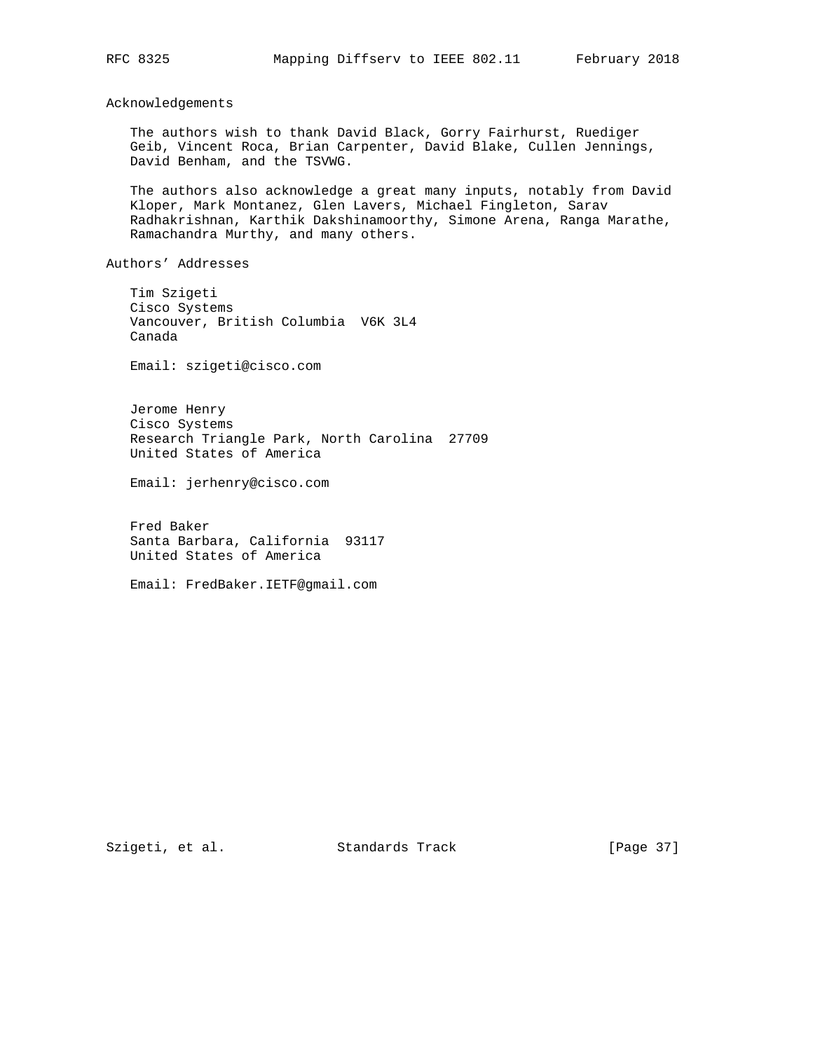## Acknowledgements

The authors wish to thank David Black, Gorry Fairhurst, Ruediger Geib, Vincent Roca, Brian Carpenter, David Blake, Cullen Jennings, David Benham, and the TSVWG.

The authors also acknowledge a great many inputs, notably from David Kloper, Mark Montanez, Glen Lavers, Michael Fingleton, Sarav Radhakrishnan, Karthik Dakshinamoorthy, Simone Arena, Ranga Marathe, Ramachandra Murthy, and many others.

## Authors' Addresses

Tim Szigeti
Cisco Systems
Vancouver, British Columbia  V6K 3L4
Canada

Email: szigeti@cisco.com

Jerome Henry
Cisco Systems
Research Triangle Park, North Carolina  27709
United States of America

Email: jerhenry@cisco.com

Fred Baker
Santa Barbara, California  93117
United States of America

Email: FredBaker.IETF@gmail.com